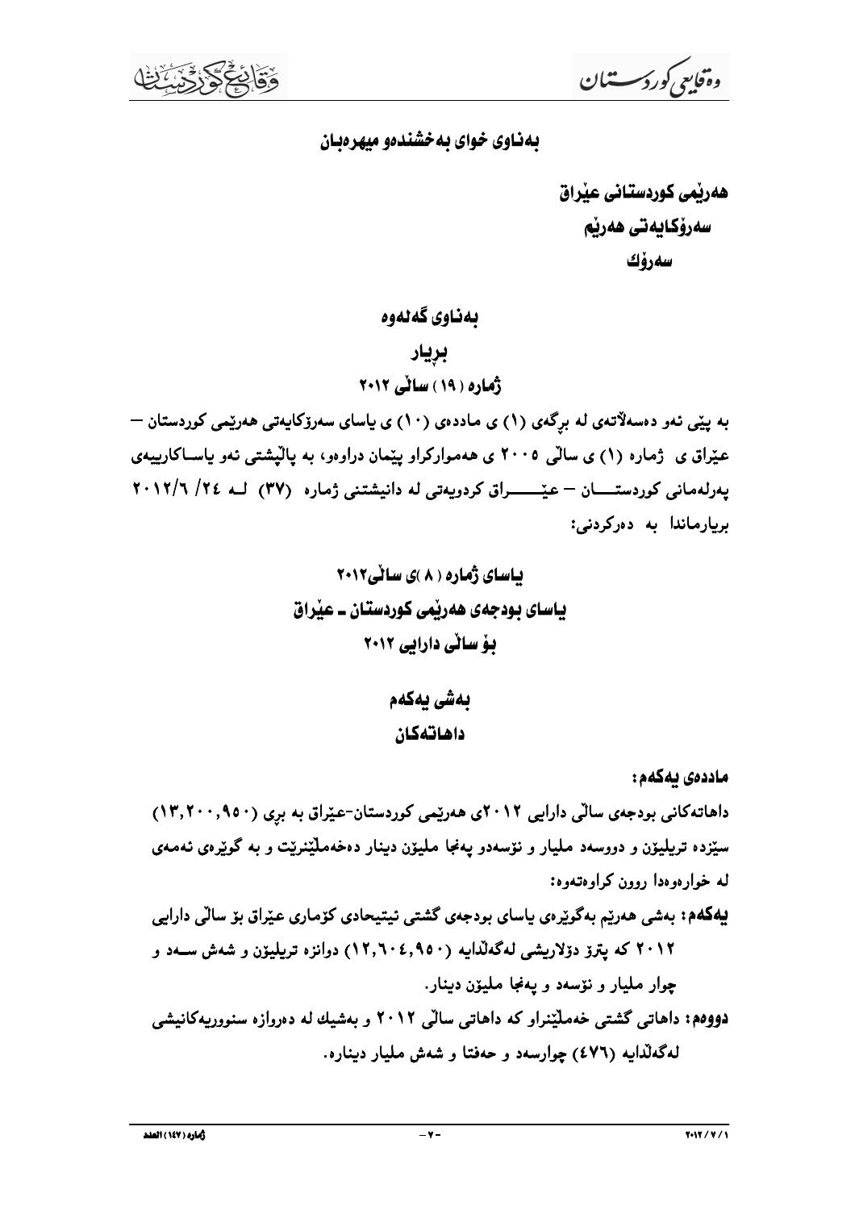**بەناوی خوای بەخشندەو میهرەبان**

**هەرێمی کوردستانی عێراق**
**سەرۆکایەتی هەرێم**
**سەرۆك**

## بەناوی گەلەوە
## بڕیار
## ژمارە ( ١٩ ) ساڵی ٢٠١٢

**بە پێی ئەو دەسەلاتەی لە بڕگەی (١) ی ماددەی (١٠) ی یاسای سەرۆکایەتی هەرێمی کوردستان – عێراق ی ژمارە (١) ی ساڵی ٢٠٠٥ ی هەموارکراو پێمان دراوەو، بە پاڵپشتی ئەو یاساکارییەی پەرلەمانی کوردستـــــان – عێـــــــراق کردویەتی لە دانیشتنی ژمارە (٣٧) لـە ٢٤/ ٦/ ٢٠١٢ بڕیارماندا بە دەرکردنی:**

## یاسای ژمارە ( ٨ )ی ساڵی٢٠١٢
## یاسای بودجەی هەرێمی کوردستان ـ عێراق
## بۆ ساڵی دارایی ٢٠١٢

## بەشی یەکەم
## داهاتەکان

**ماددەی یەکەم:**

داهاتەکانی بودجەی ساڵی دارایی ٢٠١٢ی هەرێمی کوردستان-عێراق بە بڕی (١٣,٢٠٠,٩٥٠) سێزدە تریلیۆن و دووسەد ملیار و نۆسەدو پەنجا ملیۆن دینار دەخەملێنرێت و بە گوێرەی ئەمەی لە خوارەوەدا روون کراوەتەوە:

**یەکەم:** بەشی هەرێم بەگوێرەی یاسای بودجەی گشتی ئیتیحادی کۆماری عێراق بۆ ساڵی دارایی ٢٠١٢ کە پترۆ دۆلاریشی لەگەڵدایە (١٢,٦٠٤,٩٥٠) دوانزە تریلیۆن و شەش سـەد و چوار ملیار و نۆسەد و پەنجا ملیۆن دینار.

**دووەم:** داهاتی گشتی خەملێنراو کە داهاتی ساڵی ٢٠١٢ و بەشیك لە دەروازە سنوورییەکانیشی لەگەڵدایە (٤٧٦) چوارسەد و حەفتا و شەش ملیار دینارە.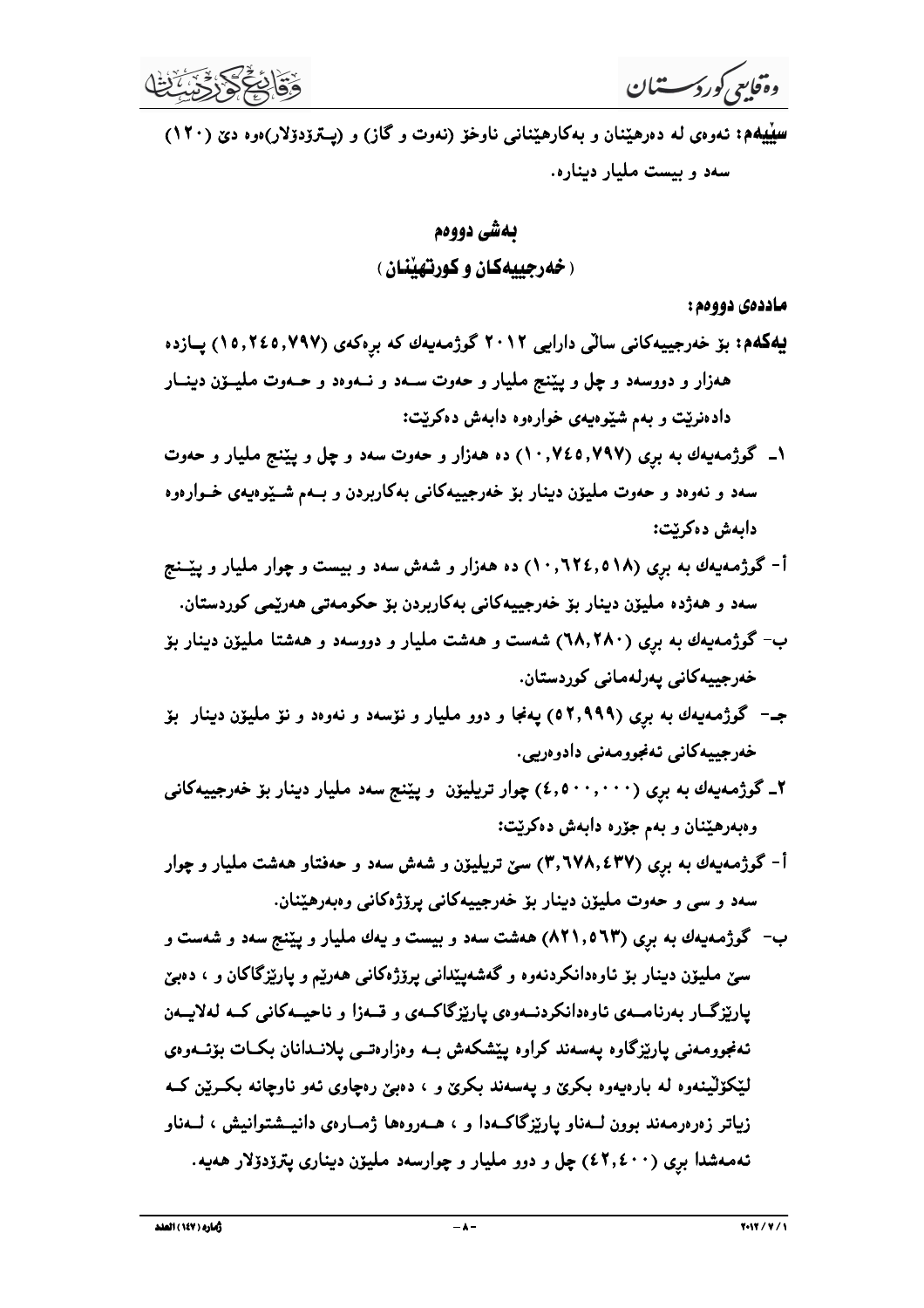**سێیەم:** ئەوەی لە دەرهێنان و بەکارهێنانی ناوخۆ (نەوت و گاز) و (پـترۆدۆلار)ەوە دێ (١٢٠) سەد و بیست ملیار دینارە.

## بەشی دووەم
## (خەرجییەکان و کورتهێنان)

**ماددەی دووەم:**

**یەکەم:** بۆ خەرجییەکانی ساڵی دارایی ٢٠١٢ گوژمەیەك کە بڕەکەی (١٥,٢٤٥,٧٩٧) پـازدە هەزار و دووسەد و چل و پێنج ملیار و حەوت سـەد و نـەوەد و حـەوت ملیـۆن دینـار دادەنرێت و بەم شێوەیەی خوارەوە دابەش دەکرێت:

١ـ گوژمەیەك بە بڕی (١٠,٧٤٥,٧٩٧) دە هەزار و حەوت سەد و چل و پێنج ملیار و حەوت سەد و نەوەد و حەوت ملیۆن دینار بۆ خەرجییەکانی بەکاربردن و بـەم شـێوەیەی خـوارەوە دابەش دەکرێت:

أ- گوژمەیەك بە بڕی (١٠,٦٢٤,٥١٨) دە هەزار و شەش سەد و بیست و چوار ملیار و پێـنج سەد و هەژدە ملیۆن دینار بۆ خەرجییەکانی بەکاربردن بۆ حکومەتی هەرێمی کوردستان.

ب- گوژمەیەك بە بڕی (٦٨,٢٨٠) شەست و هەشت ملیار و دووسەد و هەشتا ملیۆن دینار بۆ خەرجییەکانی پەرلەمانی کوردستان.

جـ- گوژمەیەك بە بڕی (٥٢,٩٩٩) پەنجا و دوو ملیار و نۆسەد و نەوەد و نۆ ملیۆن دینار بۆ خەرجییەکانی ئەنجومەنی دادوەریی.

٢ـ گوژمەیەك بە بڕی (٤,٥٠٠,٠٠٠) چوار تریلیۆن و پێنج سەد ملیار دینار بۆ خەرجییەکانی وەبەرهێنان و بەم جۆرە دابەش دەکرێت:

أ- گوژمەیەك بە بڕی (٣,٦٧٨,٤٣٧) سێ تریلیۆن و شەش سەد و حەفتاو هەشت ملیار و چوار سەد و سی و حەوت ملیۆن دینار بۆ خەرجییەکانی پڕۆژەکانی وەبەرهێنان.

ب- گوژمەیەك بە بڕی (٨٢١,٥٦٣) هەشت سەد و بیست و یەك ملیار و پێنج سەد و شەست و سێ ملیۆن دینار بۆ ئاوەدانکردنەوە و گەشەپێدانی پڕۆژەکانی هەرێم و پارێزگاکان و ، دەبێ پارێزگـار بەرنامـەی ئاوەدانکردنـەوەی پارێزگاکـەی و قـەزا و ناحیـەکانی کـە لەلایـەن ئەنجومەنی پارێزگاوە پەسەند کراوە پێشکەش بـە وەزارەتـی پلانـدانان بکـات بۆئـەوەی لێکۆڵینەوە لە بارەیەوە بکرێ و پەسەند بکرێ و ، دەبێ رەچاوی ئەو ناوچانە بکـرێن کـە زیاتر زەرەرمەند بوون لـەناو پارێزگاکـەدا و ، هـەروەها ژمـارەی دانیـشتوانیش ، لـەناو ئەمەشدا بڕی (٤٢,٤٠٠) چل و دوو ملیار و چوارسەد ملیۆن دیناری پترۆدۆلار هەیە.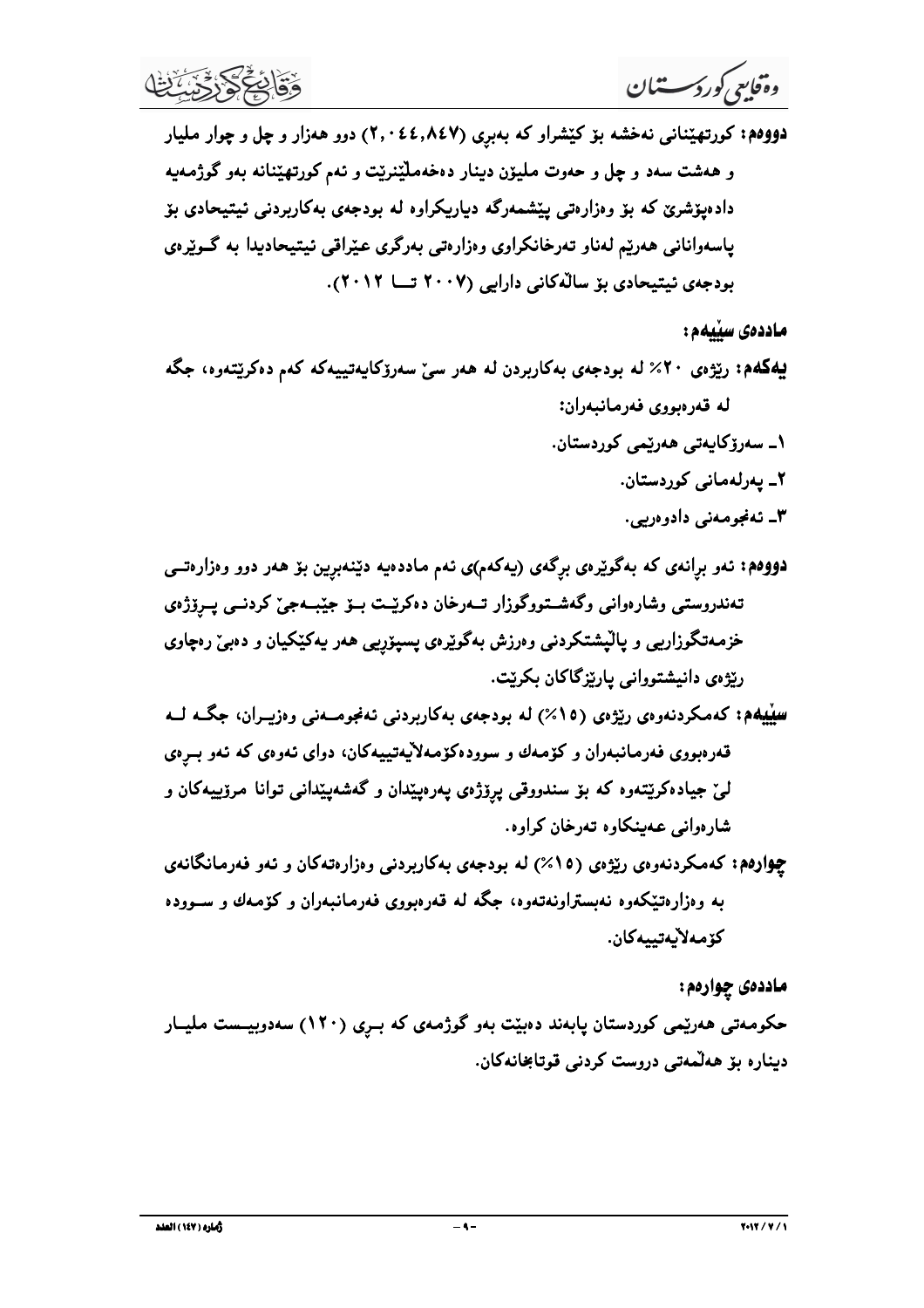**دووەم:** کورتهێنانی نەخشە بۆ کێشراو کە بەبڕی (٢,٠٤٤,٨٤٧) دوو هەزار و چل و چوار ملیار و هەشت سەد و چل و حەوت ملیۆن دینار دەخەملێنرێت و ئەم کورتهێنانە بەو گوژمەیە دادەپۆشرێ کە بۆ وەزارەتی پێشمەرگە دیاریکراوە لە بودجەی بەکاربردنی ئیتیحادی بۆ پاسەوانانی هەرێم لەناو تەرخانکراوی وەزارەتی بەرگری عێراقی ئیتیحادیدا بە گوێرەی بودجەی ئیتیحادی بۆ ساڵەکانی دارایی (٢٠٠٧ تا ٢٠١٢).

**ماددەی سێیەم:**

**یەکەم:** رێژەی ٢٠٪ لە بودجەی بەکاربردن لە هەر سێ سەرۆکایەتییەکە کەم دەکرێتەوە، جگە لە قەرەبووی فەرمانبەران:

١ـ سەرۆکایەتی هەرێمی کوردستان.

٢ـ پەرلەمانی کوردستان.

٣ـ ئەنجومەنی دادوەریی.

**دووەم:** ئەو بڕانەی کە بەگوێرەی برگەی (یەکەم)ی ئەم ماددەیە دێنەبڕین بۆ هەر دوو وەزارەتی تەندروستی وشارەوانی وگەشتوگوزار تەرخان دەکرێت بۆ جێبەجێ کردنی پرۆژەی خزمەتگوزاریی و پاڵپشتکردنی وەرزش بەگوێرەی پسپۆڕیی هەر یەکێکیان و دەبێ رەچاوی رێژەی دانیشتووانی پارێزگاکان بکرێت.

**سێیەم:** کەمکردنەوەی رێژەی (١٥٪) لە بودجەی بەکاربردنی ئەنجومەنی وەزیران، جگە لە قەرەبووی فەرمانبەران و کۆمەك و سوودەکۆمەڵایەتییەکان، دوای ئەوەی کە ئەو بڕەی لێ جیادەکرێتەوە کە بۆ سندووقی پرۆژەی پەرەپێدان و گەشەپێدانی توانا مرۆییەکان و شارەوانی عەینکاوە تەرخان کراوە.

**چوارەم:** کەمکردنەوەی رێژەی (١٥٪) لە بودجەی بەکاربردنی وەزارەتەکان و ئەو فەرمانگانەی بە وەزارەتێکەوە نەبستراونەتەوە، جگە لە قەرەبووی فەرمانبەران و کۆمەك و سوودە کۆمەڵایەتییەکان.

**ماددەی چوارەم:**

حکومەتی هەرێمی کوردستان پابەند دەبێت بەو گوژمەی کە بڕی (١٢٠) سەدوبیست ملیار دینارە بۆ هەڵمەتی دروست کردنی قوتابخانەکان.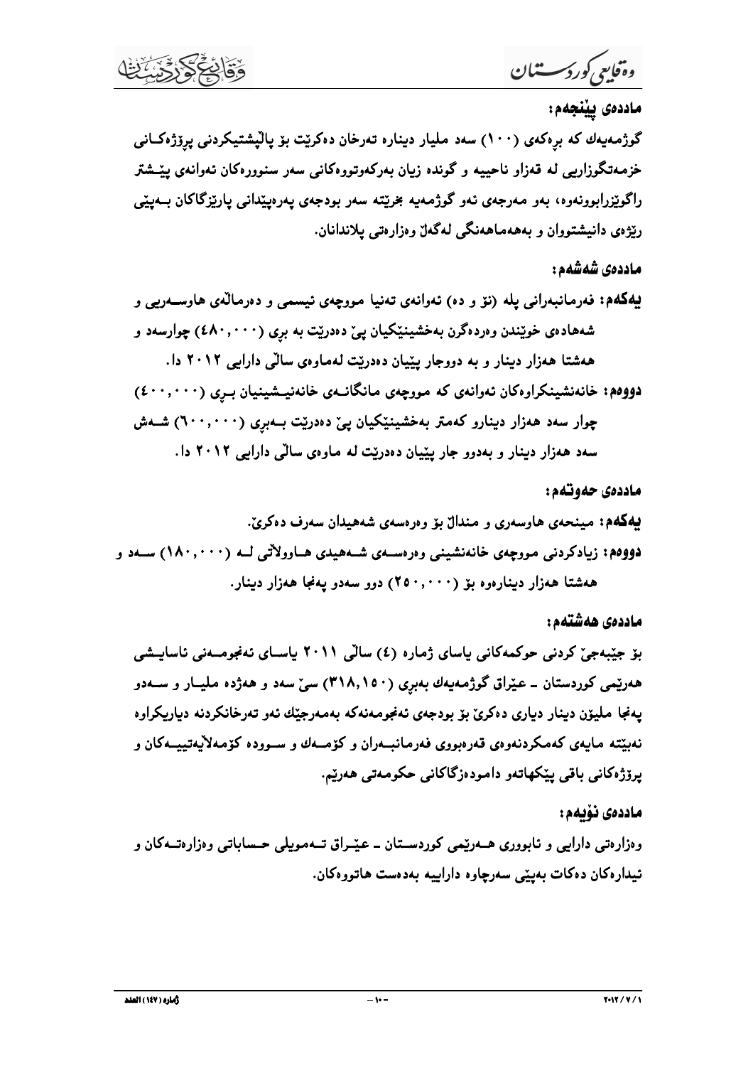**ماددەی پێنجەم:**

گوژمەیەك كە بڕەكەی (١٠٠) سەد ملیار دینارە تەرخان دەكرێت بۆ پاڵپشتیكردنی پرۆژەكانی خزمەتگوزاریی لە قەزاو ناحییە و گوندە زیان بەركەوتووەكانی سەر سنوورەكان ئەوانەی پێشتر ڕاگوێزرابوونەوە، بەو مەرجەی ئەو گوژمەیە بخرێتە سەر بودجەی پەرەپێدانی پارێزگاكان بەپێی ڕێژەی دانیشتوان و بەهەماهەنگی لەگەڵ وەزارەتی پلاندانان.

**ماددەی شەشەم:**

**یەكەم:** فەرمانبەرانی پلە (نۆ و دە) ئەوانەی تەنیا مووچەی ئیسمی و دەرماڵەی هاوسەریی و شەهادەی خوێندن وەردەگرن بەخشینێكیان پێ دەدرێت بە بڕی (٤٨٠,٠٠٠) چوارسەد و هەشتا هەزار دینار و بە دووجار پێیان دەدرێت لەماوەی ساڵی دارایی ٢٠١٢ دا.

**دووەم:** خانەنشینكراوەكان ئەوانەی كە مووچەی مانگانەی خانەنشینیان بڕی (٤٠٠,٠٠٠) چوار سەد هەزار دینارو كەمتر بەخشینێكیان پێ دەدرێت بەبڕی (٦٠٠,٠٠٠) شەش سەد هەزار دینار و بەدوو جار پێیان دەدرێت لە ماوەی ساڵی دارایی ٢٠١٢ دا.

**ماددەی حەوتەم:**

**یەكەم:** مینحەی هاوسەری و منداڵ بۆ وەرەسەی شەهیدان سەرف دەكرێ.

**دووەم:** زیادكردنی مووچەی خانەنشینی وەرەسەی شەهیدی هاووڵاتی لە (١٨٠,٠٠٠) سەد و هەشتا هەزار دینارەوە بۆ (٢٥٠,٠٠٠) دوو سەدو پەنجا هەزار دینار.

**ماددەی هەشتەم:**

بۆ جێبەجێ كردنی حوكمەكانی یاسای ژمارە (٤) ساڵی ٢٠١١ یاسای ئەنجومەنی ئاسایشی هەرێمی كوردستان ـ عێراق گوژمەیەك بەبڕی (٣١٨,١٥٠) سێ سەد و هەژدە ملیار و سەدو پەنجا ملیۆن دینار دیاری دەكرێ بۆ بودجەی ئەنجومەنەكە بەمەرجێك ئەو تەرخانكردنە دیاریكراوە نەبێتە مایەی كەمكردنەوەی قەرەبووی فەرمانبەران و كۆمەك و سوودە كۆمەڵایەتییەكان و پرۆژەكانی باقی پێكهاتەو دامودەزگاكانی حكومەتی هەرێم.

**ماددەی نۆیەم:**

وەزارەتی دارایی و ئابووری هەرێمی كوردستان ـ عێراق تەمویلی حساباتی وەزارەتەكان و ئیدارەكان دەكات بەپێی سەرچاوە داراییە بەدەست هاتووەكان.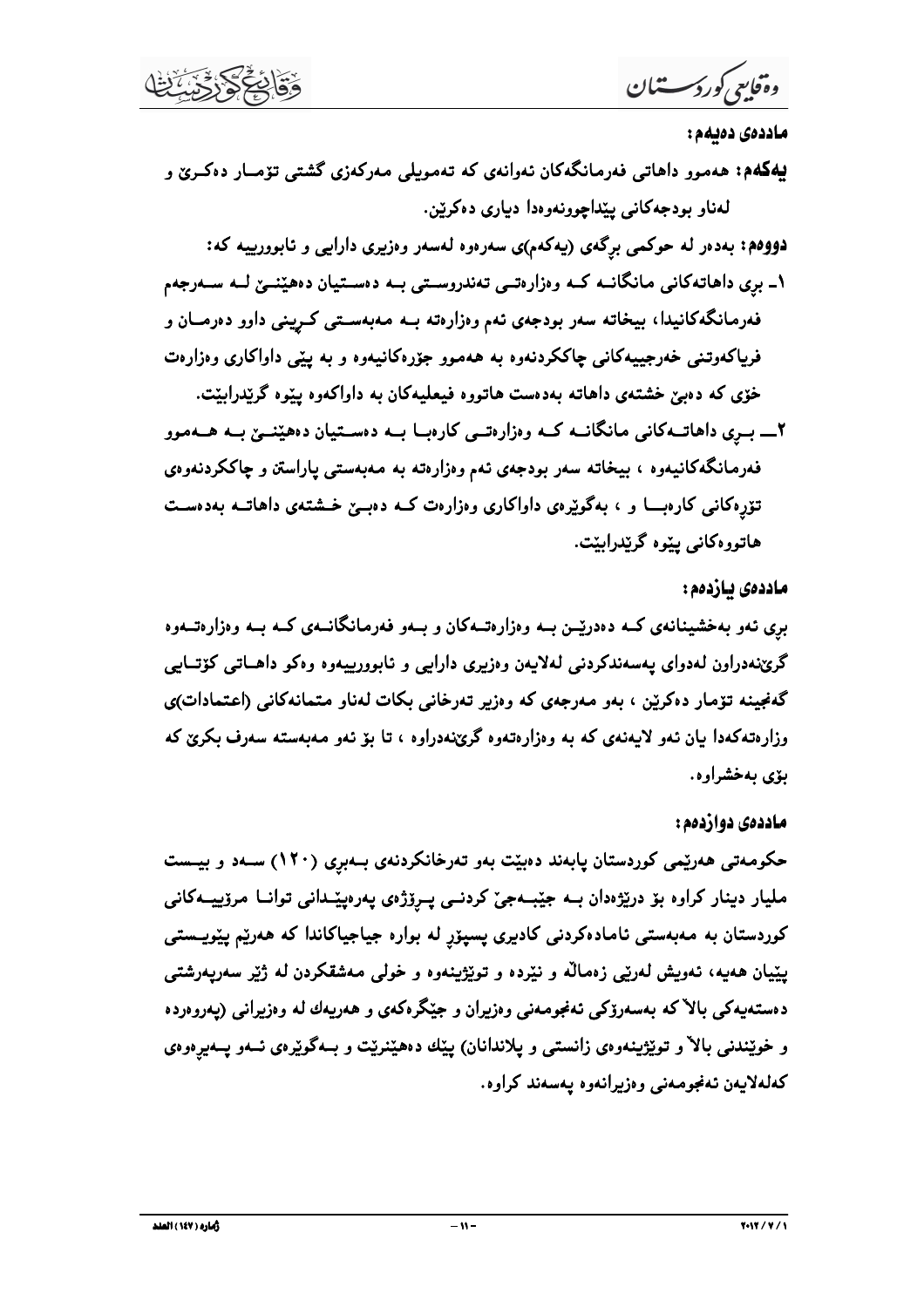**ماددەی دەیەم:**

**یەکەم:** هەموو داهاتی فەرمانگەکان ئەوانەی کە تەمویلی مەرکەزی گشتی تۆمـار دەکـرێ و لەناو بودجەکانی پێداچوونەوەدا دیاری دەکرێن.

**دووەم:** بەدەر لە حوکمی بڕگەی (یەکەم)ی سەرەوە لەسەر وەزیری دارایی و ئابوورییە کە:

١ـ بڕی داهاتەکانی مانگانــە کــە وەزارەتــی تەندروسـتی بــە دەسـتیان دەهێنــێ لــە ســەرجەم فەرمانگەکانیدا، بیخاتە سەر بودجەی ئەم وەزارەتە بــە مەبەسـتی کــڕینی داوو دەرمــان و فریاکەوتنی خەرجییەکانی چاککردنەوە بە هەموو جۆرەکانیەوە و بە پێی داواکاری وەزارەت خۆی کە دەبێ خشتەی داهاتە بەدەست هاتووە فیعلیەکان بە داواکەوە پێوە گرێدرابێت.

٢ـــ بــڕی داهاتــەکانی مانگانــە کــە وەزارەتــی کارەبــا بــە دەسـتیان دەهێنــێ بــە هــەموو فەرمانگەکانیەوە ، بیخاتە سەر بودجەی ئەم وەزارەتە بە مەبەستی پاراستن و چاککردنەوەی تۆڕەکانی کارەبـــا و ، بەگوێرەی داواکاری وەزارەت کــە دەبــێ خـشتەی داهاتــە بەدەســت هاتووەکانی پێوە گرێدرابێت.

**ماددەی یازدەم:**

بڕی ئەو بەخشینانەی کــە دەدرێــن بــە وەزارەتــەکان و بــەو فەرمانگانــەی کــە بــە وەزارەتــەوە گرێنەدراون لەدوای پەسەندکردنی لەلایەن وەزیری دارایی و ئابوورییەوە وەکو داهــاتی کۆتــایی گەنجینە تۆمار دەکرێن ، بەو مەرجەی کە وەزیر تەرخانی بکات لەناو متمانەکانی (اعتمادات)ی وەزارەتەکەدا یان ئەو لایەنەی کە بە وەزارەتەوە گرێنەدراوە ، تا بۆ ئەو مەبەستە سەرف بکرێ کە بۆی بەخشراوە.

**ماددەی دوازدەم:**

حکومەتی هەرێمی کوردستان پابەند دەبێت بەو تەرخانکردنەی بــەبڕی (١٢٠) ســەد و بیــست ملیار دینار کراوە بۆ درێژەدان بــە جێبــەجێ کردنــی پــڕۆژەی پەرەپێــدانی توانــا مرۆییــەکانی کوردستان بە مەبەستی ئامادەکردنی کادیری پسپۆڕ لە بوارە جیاجیاکاندا کە هەرێم پێویــستی پێیان هەیە، ئەویش لەرێی زەماڵە و نێردە و توێژینەوە و خولی مەشقکردن لە ژێر سەرپەرشتی دەستەیەکی باڵا کە بەسەرۆکی ئەنجومەنی وەزیران و جێگرەکەی و هەریەك لە وەزیرانی (پەروەردە و خوێندنی باڵا و توێژینەوەی زانستی و پلاندانان) پێك دەهێنرێت و بــەگوێرەی ئــەو پــەیڕەوەی کەلەلایەن ئەنجومەنی وەزیرانەوە پەسەند کراوە.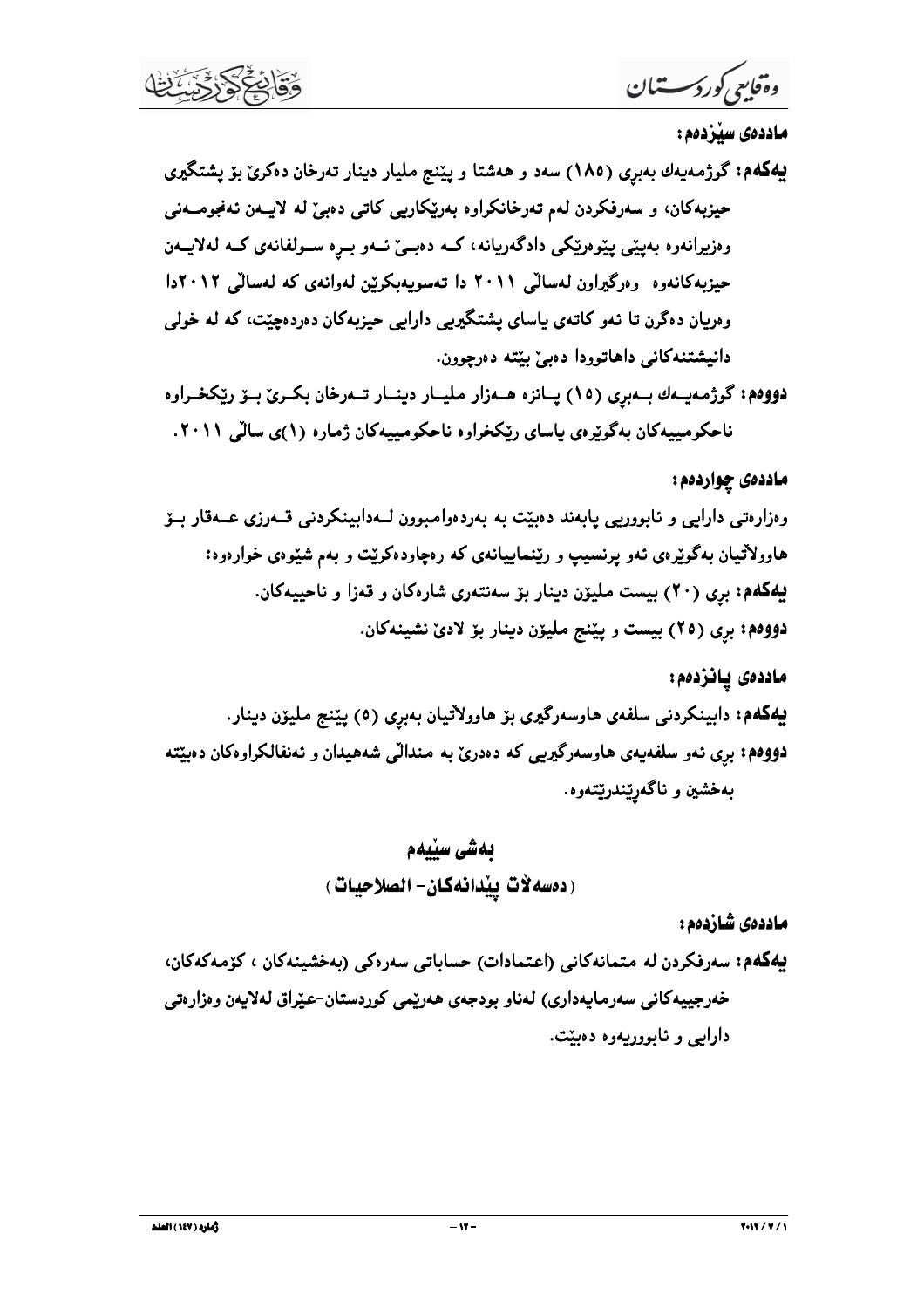**ماددەی سێزدەم:**

**یەکەم:** گوژمەیەك بەبڕی (١٨٥) سەد و هەشتا و پێنج ملیار دینار تەرخان دەکرێ بۆ پشتگیری حیزبەکان، و سەرفکردن لەم تەرخانکراوە بەرێکاریی کاتی دەبێ لە لایەن ئەنجومەنی وەزیرانەوە بەپێی پێوەرێکی دادگەریانە، کە دەبێ ئەو برە سولفانەی کە لەلایەن حیزبەکانەوە وەرگیراون لەساڵی ٢٠١١ دا تەسویەبکرێن لەوانەی کە لەساڵی ٢٠١٢دا وەریان دەگرن تا ئەو کاتەی یاسای پشتگیریی دارایی حیزبەکان دەردەچێت، کە لە خولی دانیشتنەکانی داهاتوودا دەبێ بێتە دەرچوون.

**دووەم:** گوژمەیەك بەبڕی (١٥) پانزە هەزار ملیار دینار تەرخان بکرێ بۆ رێکخراوە ناحکومییەکان بەگوێرەی یاسای رێکخراوە ناحکومییەکان ژمارە (١)ی ساڵی ٢٠١١.

**ماددەی چواردەم:**

وەزارەتی دارایی و ئابووریی پابەند دەبێت بە بەردەوامبوون لەداbینکردنی قەرزی عەقار بۆ هاووڵاتیان بەگوێرەی ئەو پرنسیپ و رێنماییانەی کە رەچاودەکرێت و بەم شێوەی خوارەوە:

**یەکەم:** بڕی (٢٠) بیست ملیۆن دینار بۆ سەنتەری شارەکان و قەزا و ناحییەکان.

**دووەم:** بڕی (٢٥) بیست و پێنج ملیۆن دینار بۆ لادێ نشینەکان.

**ماددەی پانزدەم:**

**یەکەم:** دابینکردنی سلفەی هاوسەرگیری بۆ هاووڵاتیان بەبڕی (٥) پێنج ملیۆن دینار.

**دووەم:** بڕی ئەو سلفەیەی هاوسەرگیریی کە دەدرێ بە منداڵی شەهیدان و ئەنفالکراوەکان دەبێتە بەخشین و ناگەرێندرێتەوە.

## بەشی سێیەم
## (دەسەڵات پێدانەکان- الصلاحيات)

**ماددەی شازدەم:**

**یەکەم:** سەرفکردن لە متمانەکانی (اعتمادات) حساباتی سەرەکی (بەخشینەکان ، کۆمەکەکان، خەرجییەکانی سەرمایەداری) لەناو بودجەی هەرێمی کوردستان-عێراق لەلایەن وەزارەتی دارایی و ئابووریەوە دەبێت.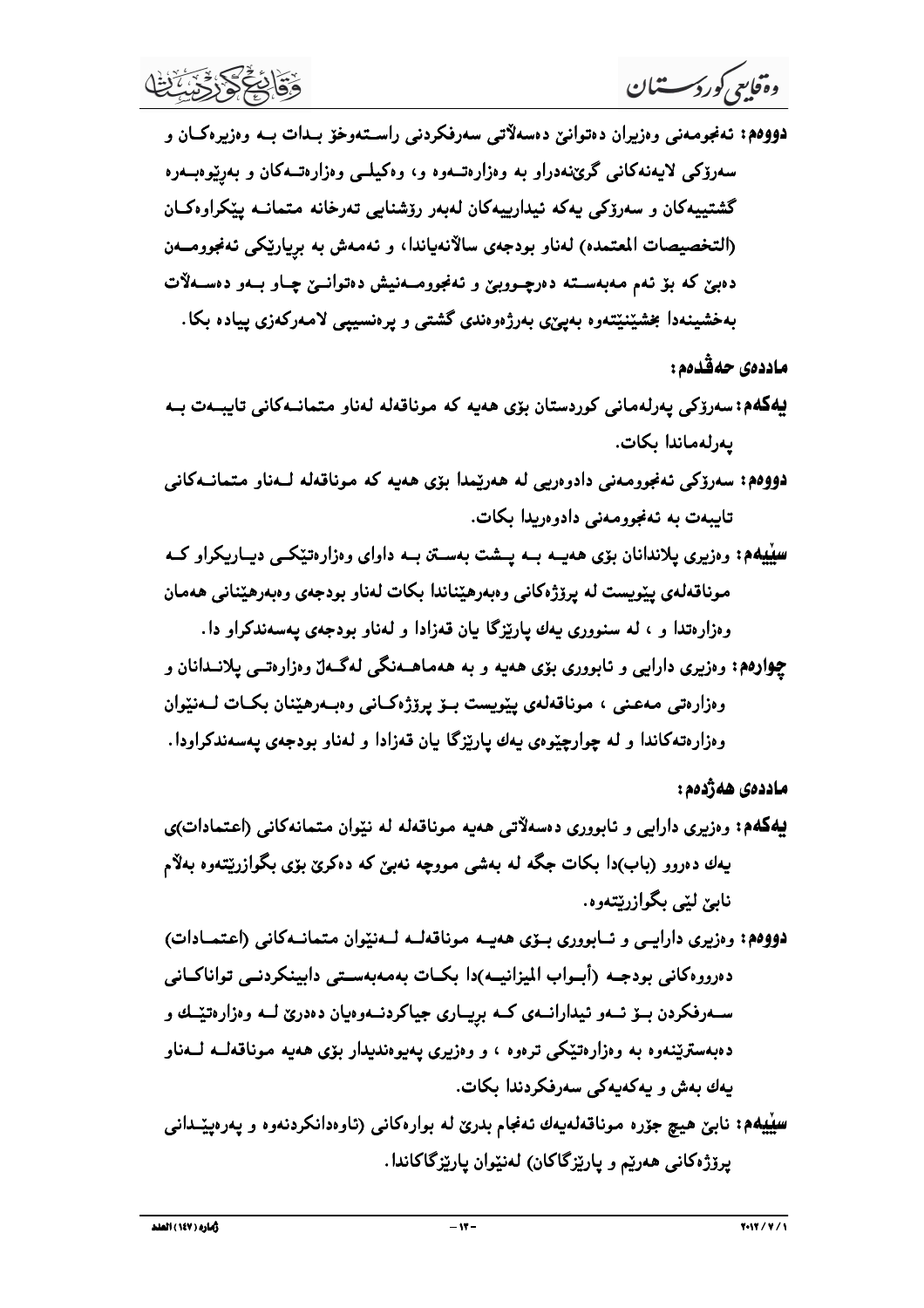**دووەم:** ئەنجومەنی وەزیران دەتوانێ دەسەڵاتی سەرفکردنی راستەوخۆ بدات بە وەزیرەکان و سەرۆکی لایەنەکانی گرێنەدراو بە وەزارەتەوە و، وەکیلی وەزارەتەکان و بەڕێوەبەرە گشتییەکان و سەرۆکی یەکە ئیدارییەکان لەبەر رۆشنایی تەرخانە متمانە پێکراوەکان (التخصیصات المعتمده) لەناو بودجەی ساڵانەیاندا، و ئەمەش بە بڕیارێکی ئەنجومەن دەبێ کە بۆ ئەم مەبەستە دەرچووبێ و ئەنجومەنیش دەتوانێ چاو بەو دەسەڵات بەخشینەدا بخشێنێتەوە بەپێی بەرژەوەندی گشتی و پرەنسیپی لامەرکەزی پیادە بکا.

## ماددەی حەڤدەم:

**یەکەم:** سەرۆکی پەرلەمانی کوردستان بۆی هەیە کە موناقەلە لەناو متمانەکانی تایبەت بە پەرلەماندا بکات.

**دووەم:** سەرۆکی ئەنجومەنی دادوەریی لە هەرێمدا بۆی هەیە کە موناقەلە لەناو متمانەکانی تایبەت بە ئەنجومەنی دادوەریدا بکات.

**سێیەم:** وەزیری پلاندانان بۆی هەیە بە پشت بەستن بە داوای وەزارەتێکی دیاریکراو کە موناقەلەی پێویست لە پرۆژەکانی وەبەرهێناندا بکات لەناو بودجەی وەبەرهێنانی هەمان وەزارەتدا و ، لە سنووری یەك پارێزگا یان قەزادا و لەناو بودجەی پەسەندکراو دا.

**چوارەم:** وەزیری دارایی و ئابووری بۆی هەیە و بە هەماهەنگی لەگەڵ وەزارەتی پلاندانان و وەزارەتی مەعنی ، موناقەلەی پێویست بۆ پرۆژەکانی وەبەرهێنان بکات لەنێوان وەزارەتەکاندا و لە چوارچێوەی یەك پارێزگا یان قەزادا و لەناو بودجەی پەسەندکراودا.

## ماددەی هەژدەم:

**یەکەم:** وەزیری دارایی و ئابووری دەسەڵاتی هەیە موناقەلە لە نێوان متمانەکانی (اعتمادات)ی یەك دەروو (باب)دا بکات جگە لە بەشی مووچە نەبێ کە دەکرێ بۆی بگوازرێتەوە بەڵام نابێ لێی بگوازرێتەوە.

**دووەم:** وەزیری دارایی و ئابووری بۆی هەیە موناقەلە لەنێوان متمانەکانی (اعتمادات) دەرووەکانی بودجە (أبواب المیزانیە)دا بکات بەمەبەستی دابینکردنی تواناکانی سەرفکردن بۆ ئەو ئیدارانەی کە بڕیاری جیاکردنەوەیان دەدرێ لە وەزارەتێك و دەبەسترێنەوە بە وەزارەتێکی ترەوە ، و وەزیری پەیوەندیدار بۆی هەیە موناقەلە لەناو یەك بەش و یەکەیەکی سەرفکردندا بکات.

**سێیەم:** نابێ هیچ جۆرە موناقەلەیەك ئەنجام بدرێ لە بوارەکانی (ئاوەدانکردنەوە و پەرەپێدانی پرۆژەکانی هەرێم و پارێزگاکان) لەنێوان پارێزگاکاندا.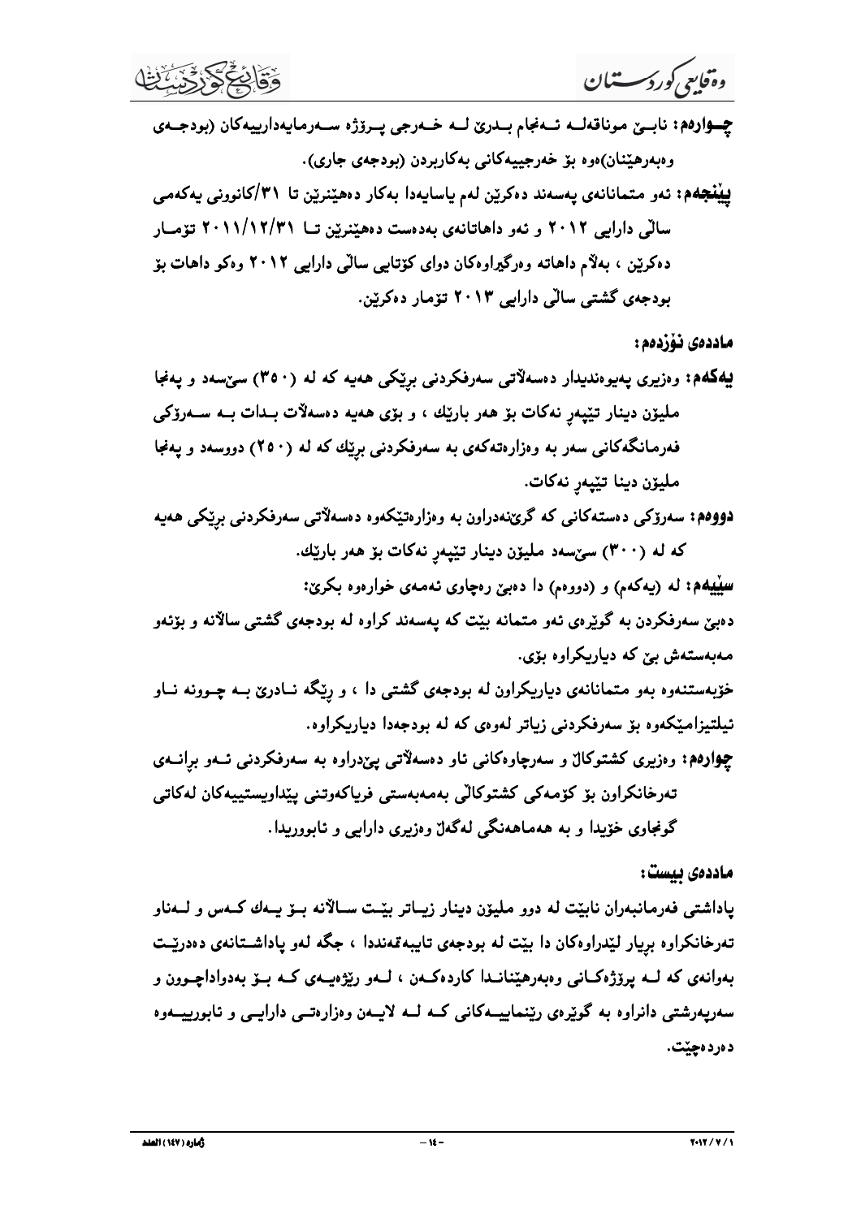**چـوارەم:** نابـێ موناقەلــە ئــەنجام بــدرێ لــە خــەرجی پــرۆژە ســەرمایەدارییەکان (بودجــەی وەبەرهێنان)ەوە بۆ خەرجییەکانی بەکاربردن (بودجەی جاری).

**پێنجەم:** ئەو متمانانەی پەسەند دەکرێن لەم یاسایەدا بەکار دەهێنرێن تا ٣١/کانوونی یەکەمی ساڵی دارایی ٢٠١٢ و ئەو داهاتانەی بەدەست دەهێنرێن تــا ٢٠١١/١٢/٣١ تۆمــار دەکرێن ، بەڵام داهاتە وەرگیراوەکان دوای کۆتایی ساڵی دارایی ٢٠١٢ وەکو داهات بۆ بودجەی گشتی ساڵی دارایی ٢٠١٣ تۆمار دەکرێن.

**ماددەی نۆزدەم:**

**یەکەم:** وەزیری پەیوەندیدار دەسەڵاتی سەرفکردنی بڕێکی هەیە کە لە (٣٥٠) سێسەد و پەنجا ملیۆن دینار تێپەڕ نەکات بۆ هەر بارێك ، و بۆی هەیە دەسەڵات بــدات بــە ســەرۆکی فەرمانگەکانی سەر بە وەزارەتەکەی بە سەرفکردنی بڕێك کە لە (٢٥٠) دووسەد و پەنجا ملیۆن دینا تێپەڕ نەکات.

**دووەم:** سەرۆکی دەستەکانی کە گرێنەدراون بە وەزارەتێکەوە دەسەڵاتی سەرفکردنی بڕێکی هەیە کە لە (٣٠٠) سێسەد ملیۆن دینار تێپەڕ نەکات بۆ هەر بارێك.

**سێیەم:** لە (یەکەم) و (دووەم) دا دەبێ رەچاوی ئەمەی خوارەوە بکرێ:

دەبێ سەرفکردن بە گوێرەی ئەو متمانە بێت کە پەسەند کراوە لە بودجەی گشتی ساڵانە و بۆئەو مەبەستەش بێ کە دیاریکراوە بۆی.

خۆبەستنەوە بەو متمانانەی دیاریکراون لە بودجەی گشتی دا ، و رێگە نــادرێ بــە چــوونە نــاو ئیلتیزامێکەوە بۆ سەرفکردنی زیاتر لەوەی کە لە بودجەدا دیاریکراوە.

**چوارەم:** وەزیری کشتوکاڵ و سەرچاوەکانی ئاو دەسەڵاتی پێدراوە بە سەرفکردنی ئــەو بڕانــەی تەرخانکراون بۆ کۆمەکی کشتوکاڵی بەمەبەستی فریاکەوتنی پێداویستییەکان لەکاتی گونجاوی خۆیدا و بە هەماهەنگی لەگەڵ وەزیری دارایی و ئابووریدا.

**ماددەی بیست:**

پاداشتی فەرمانبەران نابێت لە دوو ملیۆن دینار زیــاتر بێــت ســاڵانە بــۆ یــەك کــەس و لــەناو تەرخانکراوە بڕیار لێدراوەکان دا بێت لە بودجەی تایبەتمەندا ، جگە لەو پاداشــتانەی دەدرێــت بەوانەی کە لــە پرۆژەکــانی وەبەرهێنانــدا کاردەکــەن ، لــەو رێژەیــەی کــە بــۆ بەدواداچــوون و سەرپەرشتی دانراوە بە گوێرەی رێنماییــەکانی کــە لــە لایــەن وەزارەتــی دارایــی و ئابوورییــەوە دەردەچێت.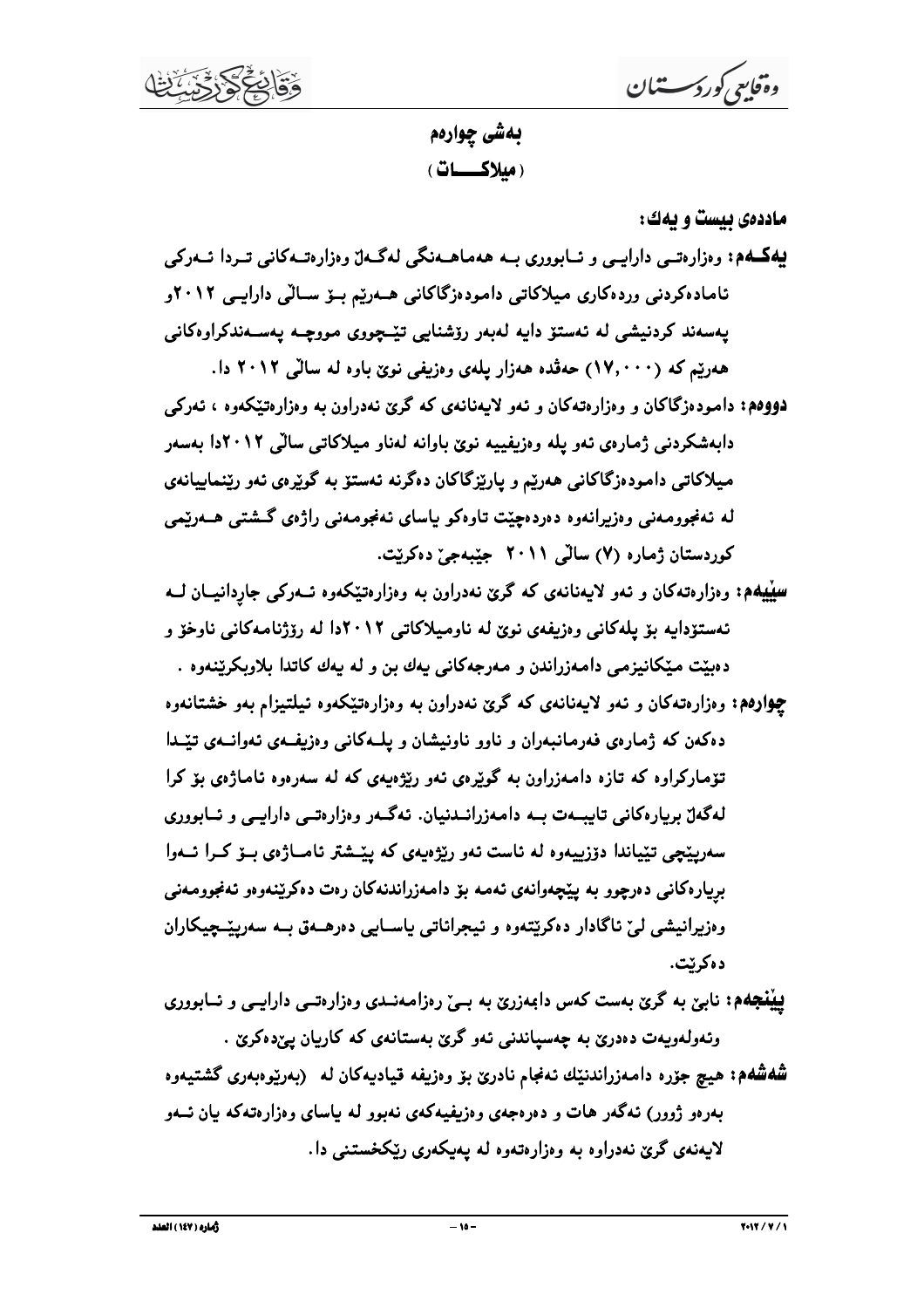## بەشی چوارەم
## ( میلاكـــــات )

**ماددەی بیست و یەك:**

**یەكــەم:** وەزارەتــی دارایــی و ئــابووری بــە هەماهــەنگی لەگــەڵ وەزارەتــەكانی تــردا ئــەركی ئامادەكردنی وردەكاری میلاكاتی دامودەزگاكانی هــەرێم بــۆ ســاڵی دارایــی ٢٠١٢و پەسەند كردنیشی لە ئەستۆ دایە لەبەر ڕۆشنایی تێــچووی مووچــە پەســەندكراوەكانی هەرێم كە (١٧,٠٠٠) حەڤدە هەزار پلەی وەزیفی نوێ باوە لە ساڵی ٢٠١٢ دا.

**دووەم:** دامودەزگاكان و وەزارەتەكان و ئەو لایەنانەی كە گرێ نەدراون بە وەزارەتێكەوە ، ئەركی دابەشكردنی ژمارەی ئەو پلە وەزیفییە نوێ باوانە لەناو میلاكاتی ساڵی ٢٠١٢دا بەسەر میلاكاتی دامودەزگاكانی هەرێم و پارێزگاكان دەگرنە ئەستۆ بە گوێرەی ئەو ڕێنماییانەی لە ئەنجوومەنی وەزیرانەوە دەردەچێت تاوەكو یاسای ئەنجومەنی ڕاژەی گــشتی هــەرێمی كوردستان ژمارە (٧) ساڵی ٢٠١١ جێبەجێ دەكرێت.

**سێیەم:** وەزارەتەكان و ئەو لایەنانەی كە گرێ نەدراون بە وەزارەتێكەوە ئــەركی جاڕدانیــان لــە ئەستۆدایە بۆ پلەكانی وەزیفەی نوێ لە ناومیلاكاتی ٢٠١٢دا لە ڕۆژنامەكانی ناوخۆ و دەبێت مێكانیزمی دامەزراندن و مەرجەكانی یەك بن و لە یەك كاتدا بلاوبكرێنەوە .

**چوارەم:** وەزارەتەكان و ئەو لایەنانەی كە گرێ نەدراون بە وەزارەتێكەوە ئیلتیزام بەو خشتانەوە دەكەن كە ژمارەی فەرمانبەران و ناوو ناونیشان و پلــەكانی وەزیفــەی ئەوانــەی تێــدا تۆماركراوە كە تازە دامەزراون بە گوێرەی ئەو ڕێژەیەی كە لە سەرەوە ئاماژەی بۆ كرا لەگەڵ بڕیارەكانی تایبــەت بــە دامەزرانــدنیان. ئەگــەر وەزارەتــی دارایــی و ئــابووری سەرپێچی تێیاندا دۆزییەوە لە ئاست ئەو ڕێژەیەی كە پێــشتر ئامــاژەی بــۆ كــرا ئــەوا بڕیارەكانی دەرچوو بە پێچەوانەی ئەمە بۆ دامەزراندنەكان ڕەت دەكرێنەوەو ئەنجوومەنی وەزیرانیشی لێ ئاگادار دەكرێتەوە و ئیجرائاتی یاســایی دەرهــەق بــە سەرپێــچیكاران دەكرێت.

**پێنجەم:** نابێ بە گرێ بەست كەس دابمەزرێ بە بــێ ڕەزامەنــدی وەزارەتــی دارایــی و ئــابووری وتەولەویەت دەدرێ بە چەسپاندنی ئەو گرێ بەستانەی كە كاریان پێدەكرێ .

**شەشەم:** هیچ جۆرە دامەزراندنێك ئەنجام نادرێ بۆ وەزیفە قیادیەكان لە (بەڕێوەبەری گشتیەوە بەرەو ژوور) ئەگەر هات و دەرەجەی وەزیفیەكەی نەبوو لە یاسای وەزارەتەكە یان ئــەو لایەنەی گرێ نەدراوە بە وەزارەتەوە لە پەیكەری ڕێكخستنی دا.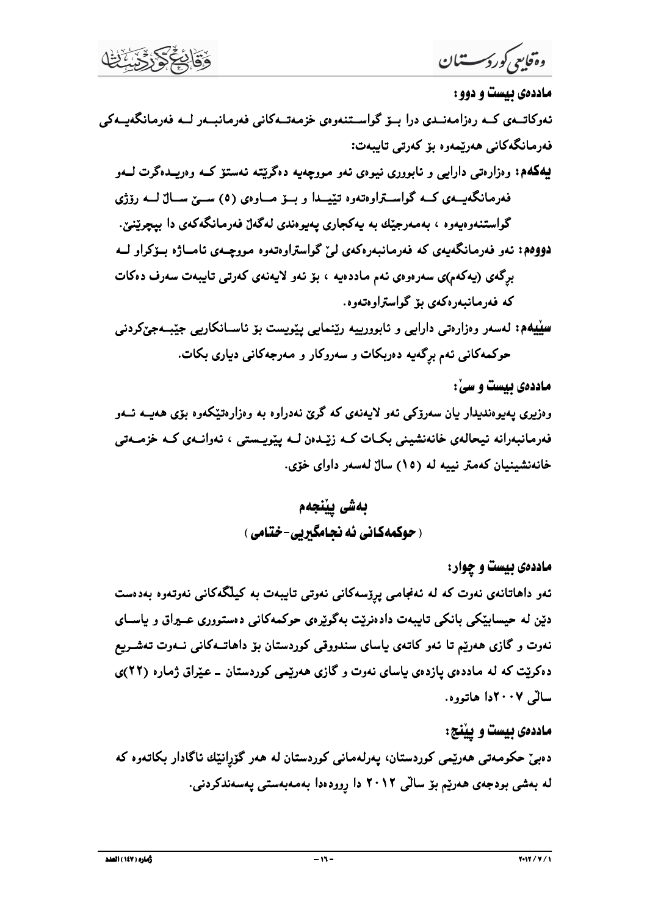**ماددەی بیست و دوو:**

ئەوکاتــەی کــە ڕەزامەنــدی درا بــۆ گواســتنەوەی خزمەتــەکانی فەرمانبــەر لــە فەرمانگەیــەکی فەرمانگەکانی هەرێمەوە بۆ کەرتی تایبەت:

**یەکەم:** وەزارەتی دارایی و ئابووری نیوەی ئەو مووچەیە دەگرێتە ئەستۆ کــە وەریــدەگرت لــەو فەرمانگەیــەی کــە گواســتراوەتەوە تێیــدا و بــۆ مــاوەی (٥) ســێ ســاڵ لــە ڕۆژی گواستنەوەیەوە ، بەمەرجێك بە یەکجاری پەیوەندی لەگەڵ فەرمانگەکەی دا بپچڕێنێ.

**دووەم:** ئەو فەرمانگەیەی کە فەرمانبەرەکەی لێ گواستراوەتەوە مووچــەی ئامــاژە بــۆکراو لــە بڕگەی (یەکەم)ی سەرەوەی ئەم ماددەیە ، بۆ ئەو لایەنەی کەرتی تایبەت سەرف دەکات کە فەرمانبەرەکەی بۆ گواستراوەتەوە.

**سێیەم:** لەسەر وەزارەتی دارایی و ئابوورییە ڕێنمایی پێویست بۆ ئاســانکاریی جێبــەجێکردنی حوکمەکانی ئەم بڕگەیە دەربکات و سەروکار و مەرجەکانی دیاری بکات.

**ماددەی بیست و سێ:**

وەزیری پەیوەندیدار یان سەرۆکی ئەو لایەنەی کە گرێ نەدراوە بە وەزارەتێکەوە بۆی هەیــە ئــەو فەرمانبەرانە ئیحالەی خانەنشینی بکــات کــە زێــدەن لــە پێویــستی ، ئەوانــەی کــە خزمــەتی خانەنشینیان کەمتر نییە لە (١٥) ساڵ لەسەر داوای خۆی.

## بەشی پێنجەم
## ( حوکمەکانی ئەنجامگیریی-ختامی )

**ماددەی بیست و چوار:**

ئەو داهاتانەی نەوت کە لە ئەنجامی پرۆسەکانی نەوتی تایبەت بە کێڵگەکانی نەوتەوە بەدەست دێن لە حیسابێکی بانکی تایبەت دادەنرێت بەگوێرەی حوکمەکانی دەستووری عــێراق و یاســای نەوت و گازی هەرێم تا ئەو کاتەی یاسای سندووقی کوردستان بۆ داهاتــەکانی نــەوت تەشــریع دەکرێت کە لە ماددەی پازدەی یاسای نەوت و گازی هەرێمی کوردستان ـ عێراق ژمارە (٢٢)ی ساڵی ٢٠٠٧دا هاتووە.

**ماددەی بیست و پێنج:**

دەبێ حکومەتی هەرێمی کوردستان، پەرلەمانی کوردستان لە هەر گۆڕانێك ئاگادار بکاتەوە کە لە بەشی بودجەی هەرێم بۆ ساڵی ٢٠١٢ دا ڕوودەدا بەمەبەستی پەسەندکردنی.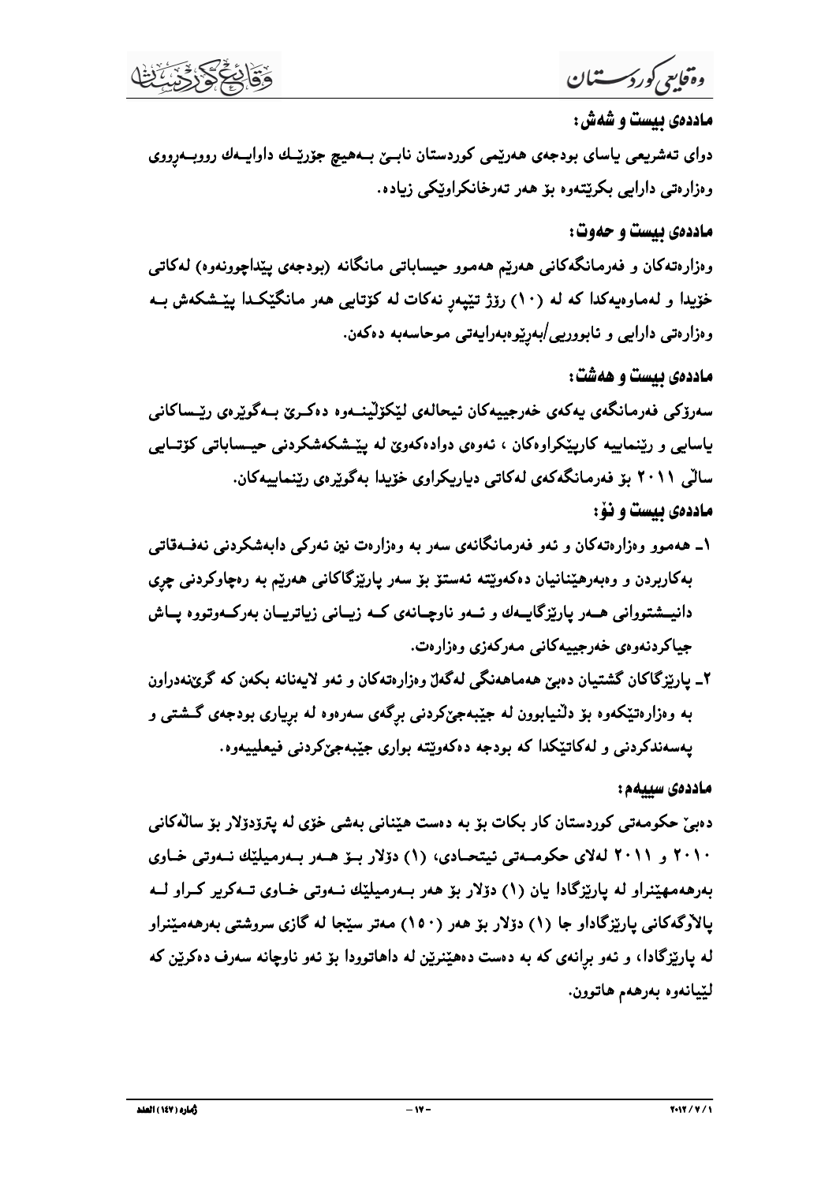**ماددەی بیست و شەش:**

دوای تەشریعی یاسای بودجەی هەرێمی کوردستان نابێ بەهیچ جۆرێك داوایەك ڕووبەڕووی وەزارەتی دارایی بکرێتەوە بۆ هەر تەرخانکراوێکی زیادە.

**ماددەی بیست و حەوت:**

وەزارەتەکان و فەرمانگەکانی هەرێم هەموو حیساباتی مانگانە (بودجەی پێداچوونەوە) لەکاتی خۆیدا و لەماوەیەکدا کە لە (١٠) ڕۆژ تێپەڕ نەکات لە کۆتایی هەر مانگێکدا پێشکەش بە وەزارەتی دارایی و ئابووریی/بەڕێوەبەرایەتی موحاسەبە دەکەن.

**ماددەی بیست و هەشت:**

سەرۆکی فەرمانگەی یەکەی خەرجییەکان ئیحالەی لێکۆڵینەوە دەکرێ بەگوێرەی ڕێساکانی یاسایی و ڕێنماییە کارپێکراوەکان ، ئەوەی دوادەکەوێ لە پێشکەشکردنی حیساباتی کۆتایی ساڵی ٢٠١١ بۆ فەرمانگەکەی لەکاتی دیاریکراوی خۆیدا بەگوێرەی ڕێنماییەکان.

**ماددەی بیست و نۆ:**

١ـ هەموو وەزارەتەکان و ئەو فەرمانگانەی سەر بە وەزارەت نین ئەرکی دابەشکردنی نەفەقاتی بەکاربردن و وەبەرهێنانیان دەکەوێتە ئەستۆ بۆ سەر پارێزگاکانی هەرێم بە ڕەچاوکردنی چڕی دانیشتوانی هەر پارێزگایەك و ئەو ناوچانەی کە زیانی زیاتریان بەرکەوتووە پاش جیاکردنەوەی خەرجییەکانی مەرکەزی وەزارەت.

٢ـ پارێزگاکان گشتیان دەبێ هەماهەنگی لەگەڵ وەزارەتەکان و ئەو لایەنانە بکەن کە گرێدراون بە وەزارەتێکەوە بۆ دڵنیابوون لە جێبەجێکردنی بڕگەی سەرەوە لە بڕیاری بودجەی گشتی و پەسەندکردنی و لەکاتێکدا کە بودجە دەکەوێتە بواری جێبەجێکردنی فیعلییەوە.

**ماددەی سییەم:**

دەبێ حکومەتی کوردستان کار بکات بۆ بە دەست هێنانی بەشی خۆی لە پترۆدۆلار بۆ ساڵەکانی ٢٠١٠ و ٢٠١١ لەلای حکومەتی ئیتحادی، (١) دۆلار بۆ هەر بەرمیلێك نەوتی خاوی بەرهەمهێنراو لە پارێزگادا یان (١) دۆلار بۆ هەر بەرمیلێك نەوتی خاوی تەکریر کراو لە پالاوگەکانی پارێزگاداو جا (١) دۆلار بۆ هەر (١٥٠) مەتر سێجا لە گازی سروشتی بەرهەمهێنراو لە پارێزگادا، و ئەو بڕانەی کە بە دەست دەهێنرێن لە داهاتوودا بۆ ئەو ناوچانە سەرف دەکرێن کە لێیانەوە بەرهەم هاتوون.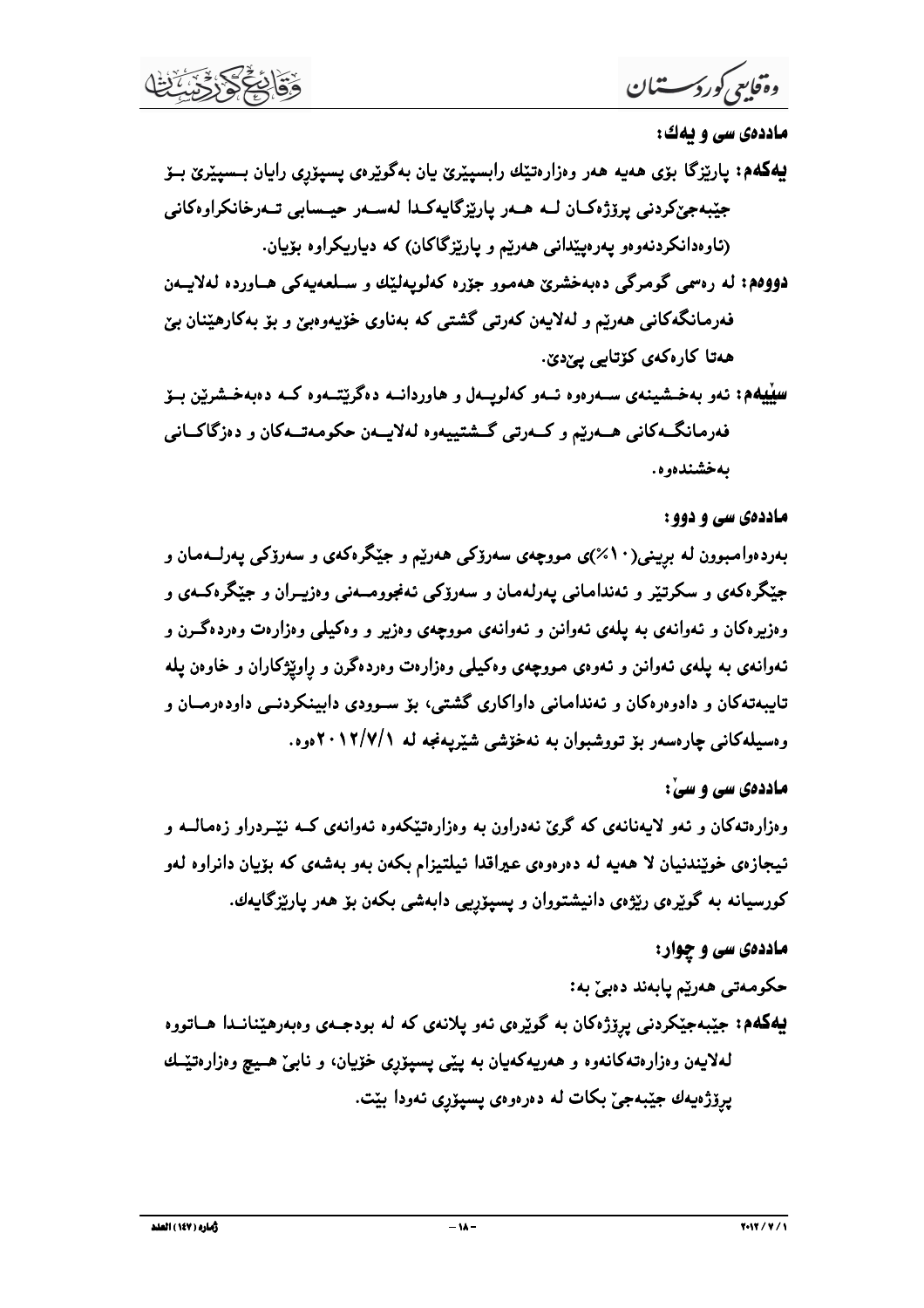**ماددەی سی و یەك:**

**یەكەم:** پارێزگا بۆی هەیە هەر وەزارەتێك رابسپێرێ یان بەگوێرەی پسپۆری رایان بسپێرێ بۆ جێبەجێكردنی پرۆژەكان لە هەر پارێزگایەكدا لەسەر حیسابی تەرخانكراوەكانی (ئاوەدانكردنەوەو پەرەپێدانی هەرێم و پارێزگاكان) كە دیاریكراوە بۆیان.

**دووەم:** لە رەسمی گومرگی دەبەخشرێ هەموو جۆرە كەلوپەلێك و سلعەیەكی هاوردە لەلایەن فەرمانگەكانی هەرێم و لەلایەن كەرتی گشتی كە بەناوی خۆیەوەبێ و بۆ بەكارهێنان بێ هەتا كارەكەی كۆتایی پێدێ.

**سێیەم:** ئەو بەخشینەی سەرەوە ئەو كەلوپەل و هاوردانە دەگرێتەوە كە دەبەخشرێن بۆ فەرمانگەكانی هەرێم و كەرتی گشتییەوە لەلایەن حكومەتەكان و دەزگاكانی بەخشندەوە.

**ماددەی سی و دوو:**

بەردەوامبوون لە بڕینی(١٠٪)ی مووچەی سەرۆكی هەرێم و جێگرەكەی و سەرۆكی پەرلەمان و جێگرەكەی و سكرتێر و ئەندامانی پەرلەمان و سەرۆكی ئەنجومەنی وەزیران و جێگرەكەی و وەزیرەكان و ئەوانەی بە پلەی ئەوانن و ئەوانەی مووچەی وەزیر و وەكیلی وەزارەت وەردەگرن و ئەوانەی بە پلەی ئەوانن و ئەوەی مووچەی وەكیلی وەزارەت وەردەگرن و راوێژكاران و خاوەن پلە تایبەتەكان و دادوەرەكان و ئەندامانی داواكاری گشتی، بۆ سوودی دابینكردنی داودەرمان و وەسیلەكانی چارەسەر بۆ تووشبوان بە نەخۆشی شێرپەنجە لە ٢٠١٢/٧/١ەوە.

**ماددەی سی و سێ:**

وەزارەتەكان و ئەو لایەنانەی كە گرێ نەدراون بە وەزارەتێكەوە ئەوانەی كە نێردراو زەمالە و ئیجازەی خوێندنیان لا هەیە لە دەرەوەی عیراقدا ئیلتیزام بكەن بەو بەشەی كە بۆیان دانراوە لەو كورسیانە بە گوێرەی رێژەی دانیشتوان و پسپۆریی دابەشی بكەن بۆ هەر پارێزگایەك.

**ماددەی سی و چوار:**

حكومەتی هەرێم پابەند دەبێ بە:

**یەكەم:** جێبەجێكردنی پرۆژەكان بە گوێرەی ئەو پلانەی كە لە بودجەی وەبەرهێنانەدا هاتووە لەلایەن وەزارەتەكانەوە و هەریەكەیان بە پێی پسپۆری خۆیان، و نابێ هیچ وەزارەتێك پرۆژەیەك جێبەجێ بكات لە دەرەوەی پسپۆری ئەودا بێت.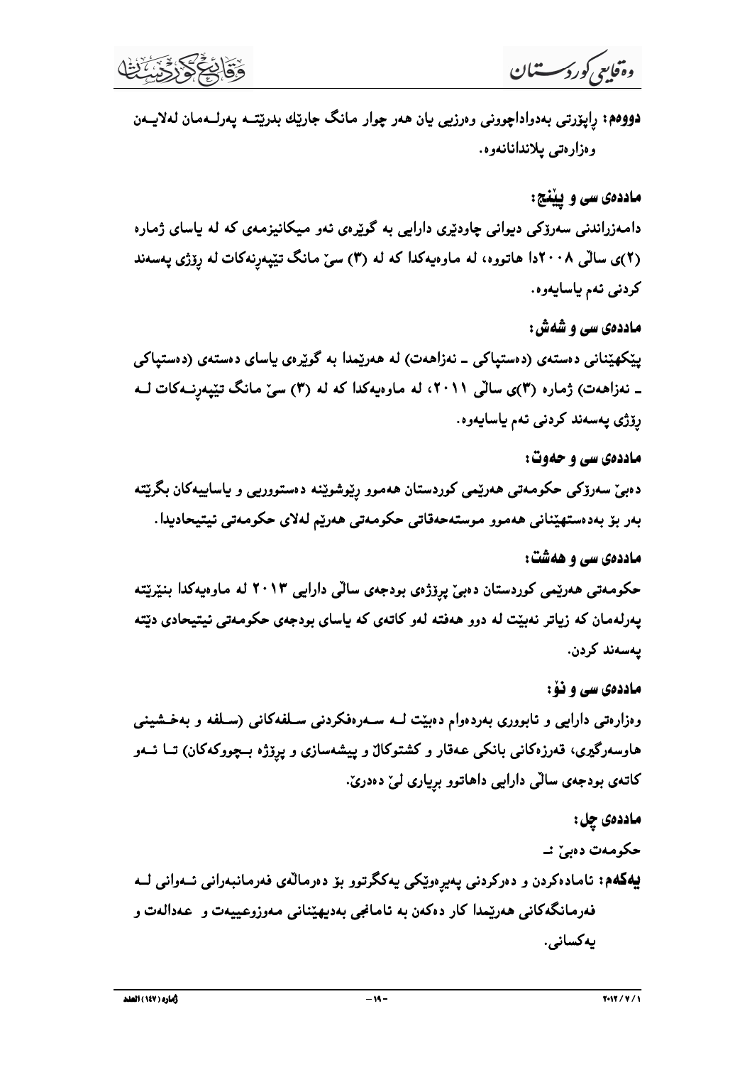**دووەم:** ڕاپۆرتی بەدواداچوونی وەرزیی یان هەر چوار مانگ جارێك بدرێتە پەرلەمان لەلایەن وەزارەتی پلاندانانەوە.

**ماددەی سی و پێنج:**

دامەزراندنی سەرۆکی دیوانی چاودێری دارایی بە گوێرەی ئەو میکانیزمەی کە لە یاسای ژمارە (٢)ی ساڵی ٢٠٠٨دا هاتووە، لە ماوەیەکدا کە لە (٣) سێ مانگ تێپەڕنەکات لە ڕۆژی پەسەند کردنی ئەم یاسایەوە.

**ماددەی سی و شەش:**

پێکهێنانی دەستەی (دەستپاکی ـ نەزاهەت) لە هەرێمدا بە گوێرەی یاسای دەستەی (دەستپاکی ـ نەزاهەت) ژمارە (٣)ی ساڵی ٢٠١١، لە ماوەیەکدا کە لە (٣) سێ مانگ تێپەڕنەکات لە ڕۆژی پەسەند کردنی ئەم یاسایەوە.

**ماددەی سی و حەوت:**

دەبێ سەرۆکی حکومەتی هەرێمی کوردستان هەموو ڕێوشوێنە دەستووریی و یاساییەکان بگرێتە بەر بۆ بەدەستهێنانی هەموو موستەحەقاتی حکومەتی هەرێم لەلای حکومەتی ئیتیحادیدا.

**ماددەی سی و هەشت:**

حکومەتی هەرێمی کوردستان دەبێ پرۆژەی بودجەی ساڵی دارایی ٢٠١٣ لە ماوەیەکدا بنێرێتە پەرلەمان کە زیاتر نەبێت لە دوو هەفتە لەو کاتەی کە یاسای بودجەی حکومەتی ئیتیحادی دێتە پەسەند کردن.

**ماددەی سی و نۆ:**

وەزارەتی دارایی و ئابووری بەردەوام دەبێت لــە ســەرفکردنی ســلفەکانی (ســلفە و بەخـشینی هاوسەرگیری، قەرزەکانی بانکی عەقار و کشتوکاڵ و پیشەسازی و پرۆژە بــچووکەکان) تــا ئــەو کاتەی بودجەی ساڵی دارایی داهاتوو بڕیاری لێ دەدرێ.

**ماددەی چل:**

حکومەت دەبێ :ـ

**یەکەم:** ئامادەکردن و دەرکردنی پەیڕەوێکی یەکگرتوو بۆ دەرماڵەی فەرمانبەرانی ئــەوانی لــە فەرمانگەکانی هەرێمدا کار دەکەن بە ئامانجی بەدیهێنانی مەوزوعییەت و عەدالەت و یەکسانی.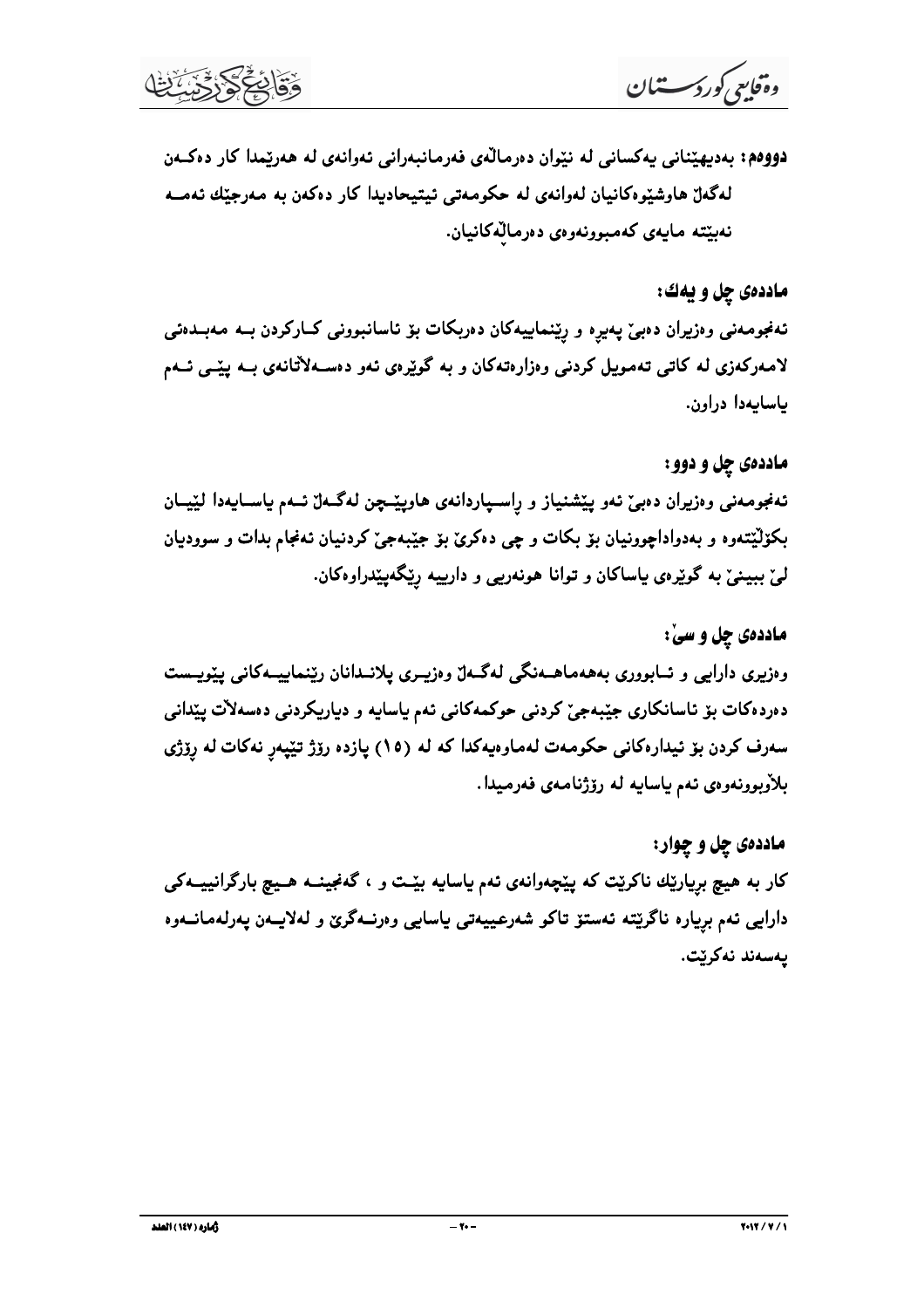**دووەم:** بەدیهێنانی یەکسانی لە نێوان دەرماڵەی فەرمانبەرانی ئەوانەی لە هەرێمدا کار دەکەن لەگەڵ هاوشێوەکانیان لەوانەی لە حکومەتی ئیتیحادیدا کار دەکەن بە مەرجێك ئەمە نەبێتە مایەی کەمبوونەوەی دەرماڵەکانیان.

**ماددەی چل و یەك:**

ئەنجومەنی وەزیران دەبێ پەیڕە و ڕێنماییەکان دەربکات بۆ ئاسانبوونی کارکردن بە مەبدەئی لامەرکەزی لە کاتی تەمویل کردنی وەزارەتەکان و بە گوێرەی ئەو دەسەلآتانەی بە پێی ئەم یاسایەدا دراون.

**ماددەی چل و دوو:**

ئەنجومەنی وەزیران دەبێ ئەو پێشنیاز و ڕاسپاردانەی هاوپێچن لەگەڵ ئەم یاسایەدا لێیان بکۆڵێتەوە و بەدواداچوونیان بۆ بکات و چی دەکرێ بۆ جێبەجێ کردنیان ئەنجام بدات و سوودیان لێ ببینێ بە گوێرەی یاساکان و توانا هونەریی و دارییە ڕێگەپێدراوەکان.

**ماددەی چل و سێ:**

وەزیری دارایی و ئابووری بەهەماهەنگی لەگەڵ وەزیری پلاندانان ڕێنماییەکانی پێویست دەردەکات بۆ ئاسانکاری جێبەجێ کردنی حوکمەکانی ئەم یاسایە و دیاریکردنی دەسەلآت پێدانی سەرف کردن بۆ ئیدارەکانی حکومەت لەماوەیەکدا کە لە (١٥) پازدە ڕۆژ تێپەڕ نەکات لە ڕۆژی بلآوبوونەوەی ئەم یاسایە لە ڕۆژنامەی فەرمیدا.

**ماددەی چل و چوار:**

کار بە هیچ بڕیارێك ناکرێت کە پێچەوانەی ئەم یاسایە بێت و ، گەنجینە هیچ بارگرانییەکی دارایی ئەم بڕیارە ناگرێتە ئەستۆ تاکو شەرعییەتی یاسایی وەرنەگرێ و لەلایەن پەرلەمانەوە پەسەند نەکرێت.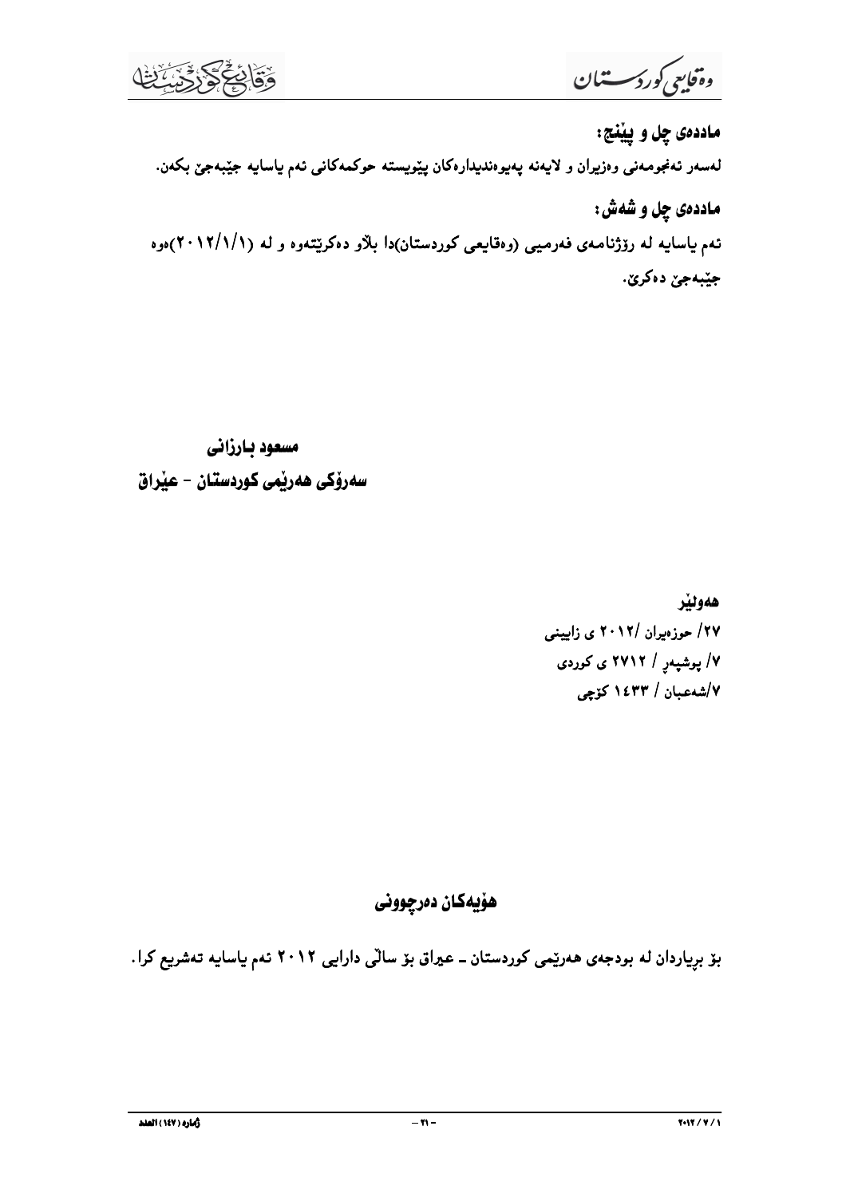### ماددەی چل و پێنج:

لەسەر ئەنجومەنی وەزیران و لایەنە پەیوەندیدارەکان پێویستە حوکمەکانی ئەم یاسایە جێبەجێ بکەن.

### ماددەی چل و شەش:

ئەم یاسایە لە رۆژنامەی فەرمیی (وەقایعی کوردستان)دا بڵاو دەکرێتەوە و لە (٢٠١٢/١/١)ەوە جێبەجێ دەکرێ.

**مسعود بارزانی**
**سەرۆکی هەرێمی کوردستان - عێراق**

**هەولێر**
٢٧/ حوزەیران /٢٠١٢ ی زایینی
٧/ پوشپەڕ / ٢٧١٢ ی کوردی
٧/شەعبان / ١٤٣٣ کۆچی

## هۆیەکان دەرچوونی

بۆ بڕیاردان لە بودجەی هەرێمی کوردستان ـ عیراق بۆ ساڵی دارایی ٢٠١٢ ئەم یاسایە تەشریع کرا.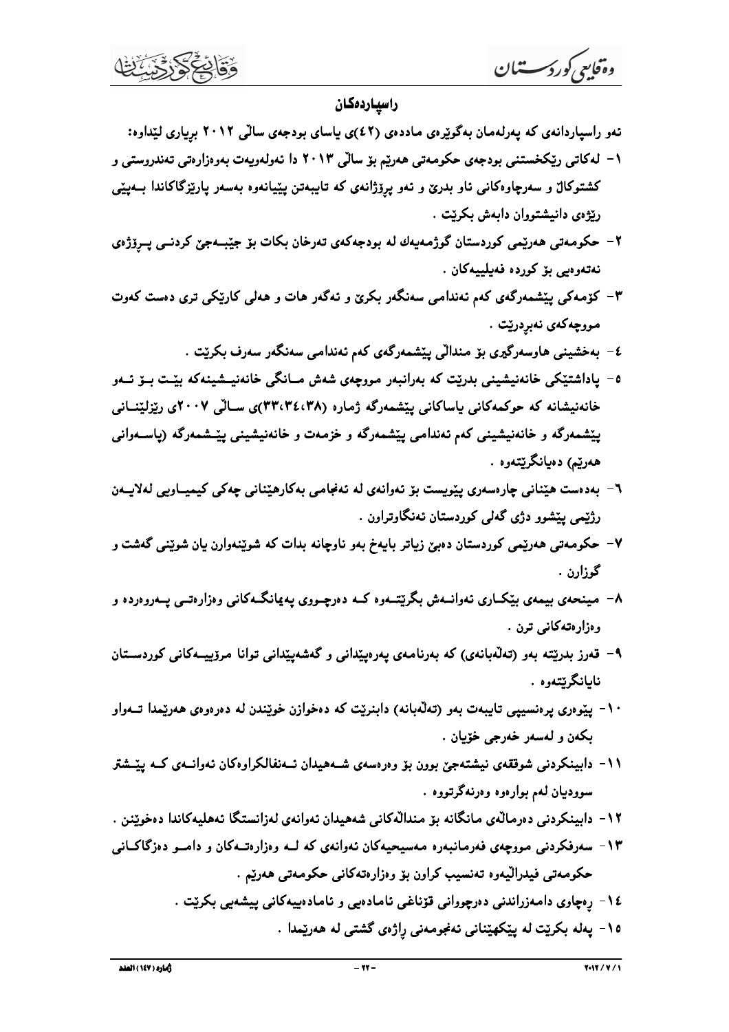## راسپاردەکان

ئەو راسپاردانەی کە پەرلەمان بەگوێرەی ماددەی (٤٢)ی یاسای بودجەی ساڵی ٢٠١٢ بڕیاری لێداوە:

١- لەکاتی ڕێکخستنی بودجەی حکومەتی هەرێم بۆ ساڵی ٢٠١٣ دا ئەولەویەت بەوەزارەتی تەندروستی و کشتوکاڵ و سەرچاوەکانی ئاو بدرێ و ئەو پرۆژانەی کە تایبەتن پێیانەوە بەسەر پارێزگاکاندا بەپێی ڕێژەی دانیشتووان دابەش بکرێت .

٢- حکومەتی هەرێمی کوردستان گوژمەیەك لە بودجەکەی تەرخان بکات بۆ جێبەجێ کردنی پرۆژەی نەتەوەیی بۆ کوردە فەیلییەکان .

٣- کۆمەکی پێشمەرگەی کەم ئەندامی سەنگەر بکرێ و ئەگەر هات و هەلی کارێکی تری دەست کەوت مووچەکەی نەبڕدرێت .

٤- بەخشینی هاوسەرگیری بۆ منداڵی پێشمەرگەی کەم ئەندامی سەنگەر سەرف بکرێت .

٥- پاداشتێکی خانەنیشینی بدرێت کە بەرانبەر مووچەی شەش مانگی خانەنیشینەکە بێت بۆ ئەو خانەنیشانە کە حوکمەکانی یاساکانی پێشمەرگە ژمارە (٣٣،٣٤،٣٨)ی ساڵی ٢٠٠٧ی ڕێزلێنانی پێشمەرگە و خانەنیشینی کەم ئەندامی پێشمەرگە و خزمەت و خانەنیشینی پێشمەرگە (پاسەوانی هەرێم) دەیانگرێتەوە .

٦- بەدەست هێنانی چارەسەری پێویست بۆ ئەوانەی لە ئەنجامی بەکارهێنانی چەکی کیمیاویی لەلایەن ڕژێمی پێشوو دژی گەلی کوردستان ئەنگاوتراون .

٧- حکومەتی هەرێمی کوردستان دەبێ زیاتر بایەخ بەو ناوچانە بدات کە شوێنەوارن یان شوێنی گەشت و گوزارن .

٨- مینحەی بیمەی بێکاری ئەوانەش بگرێتەوە کە دەرچووی پەیمانگەکانی وەزارەتی پەروەردە و وەزارەتەکانی ترن .

٩- قەرز بدرێتە بەو (تەڵەبانەی) کە بەرنامەی پەرەپێدانی و گەشەپێدانی توانا مرۆییەکانی کوردستان نایانگرێتەوە .

١٠- پێوەری پرەنسیپی تایبەت بەو (تەڵەبانە) دابنرێت کە دەخوازن خوێندن لە دەرەوەی هەرێمدا تەواو بکەن و لەسەر خەرجی خۆیان .

١١- دابینکردنی شوققەی نیشتەجێ بوون بۆ وەرەسەی شەهیدان ئەنفالکراوەکان ئەوانەی کە پێشتر سوودیان لەم بوارەوە وەرنەگرتووە .

١٢- دابینکردنی دەرماڵەی مانگانە بۆ منداڵەکانی شەهیدان ئەوانەی لەزانستگا ئەهلیەکاندا دەخوێنن .

١٣- سەرفکردنی مووچەی فەرمانبەرە مەسیحیەکان ئەوانەی کە لە وەزارەتەکان و دامو دەزگاکانی حکومەتی فیدراڵیەوە تەنسیب کراون بۆ وەزارەتەکانی حکومەتی هەرێم .

١٤- ڕەچاوی دامەزراندنی دەرچووانی قۆناغی ئامادەیی و ئامادەییەکانی پیشەیی بکرێت .

١٥- پەلە بکرێت لە پێکهێنانی ئەنجومەنی ڕاژەی گشتی لە هەرێمدا .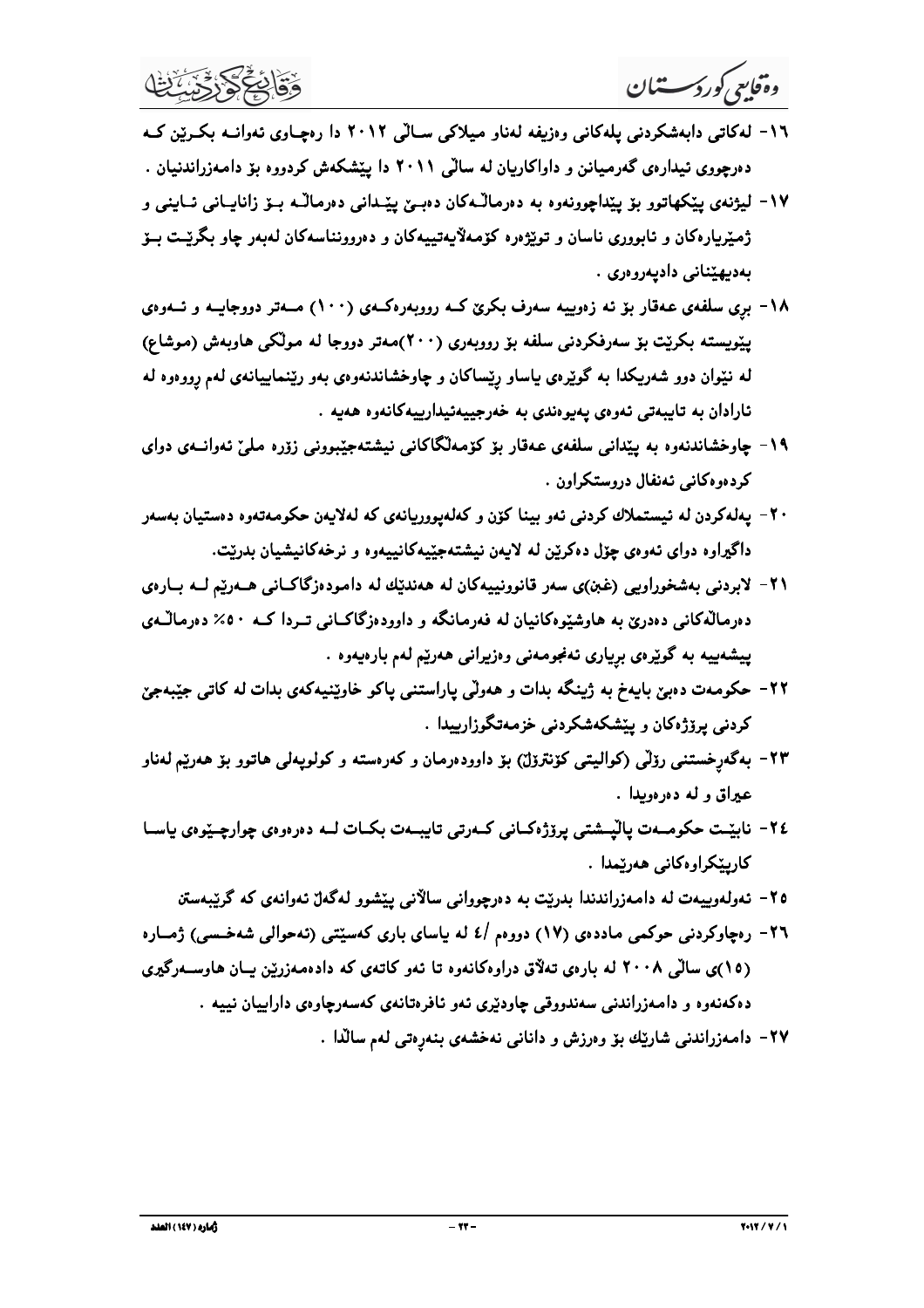١٦- لەكاتی دابەشكردنی پلەكانی وەزیفە لەناو میلاكی ساڵی ٢٠١٢ دا ڕەچاوی ئەوانە بكرێن كە دەرچووی ئیدارەی گەرمیانن و داواكاریان لە ساڵی ٢٠١١ دا پێشكەش كردووە بۆ دامەزراندنیان .

١٧- لیژنەی پێكهاتوو بۆ پێداچوونەوە بە دەرماڵەكان دەبێ پێدانی دەرماڵە بۆ زانایانی ئاینی و ژمێریارەكان و ئابووری ناسان و توێژەرە كۆمەڵایەتییەكان و دەروونناسەكان لەبەر چاو بگرێت بۆ بەدیهێنانی دادپەروەری .

١٨- بڕی سلفەی عەقار بۆ ئە زەوییە سەرف بكرێ كە ڕووبەرەكەی (١٠٠) مەتر دووجایە و ئەوەی پێویستە بكرێت بۆ سەرفكردنی سلفە بۆ ڕووبەری (٢٠٠)مەتر دووجا لە موڵكی هاوبەش (موشاع) لە نێوان دوو شەریكدا بە گوێرەی یاساو ڕێساكان و چاوخشاندنەوەی بەو ڕێنماییانەی لەم ڕووەوە لە ناراداندان بە تایبەتی ئەوەی پەیوەندی بە خەرجییەئیدارییەكانەوە هەیە .

١٩- چاوخشاندنەوە بە پێدانی سلفەی عەقار بۆ كۆمەڵگاكانی نیشتەجێبوونی زۆرە ملێ ئەوانەی دوای كردەوەكانی ئەنفال دروستكراون .

٢٠- پەلەكردن لە ئیستملاك كردنی ئەو بینا كۆن و كەلەپوورییانەی كە لەلایەن حكومەتەوە دەستیان بەسەر داگیراوە دوای ئەوەی چۆڵ دەكرێن لە لایەن نیشتەجێیەكانییەوە و نرخەكانیشیان بدرێت.

٢١- لابردنی بەشخوراویی (غبن)ی سەر قانوونییەكان لە هەندێك لە دامودەزگاكانی هەرێم لە بارەی دەرماڵەكانی دەدرێ بە هاوشێوەكانیان لە فەرمانگە و داوودەزگاكانی تردا كە ٥٠٪ دەرماڵەی پیشەییە بە گوێرەی بڕیاری ئەنجومەنی وەزیرانی هەرێم لەم بارەیەوە .

٢٢- حكومەت دەبێ بایەخ بە ژینگە بدات و هەوڵی پاراستنی پاكو خاوێنییەكەی بدات لە كاتی جێبەجێ كردنی پرۆژەكان و پێشكەشكردنی خزمەتگوزارییدا .

٢٣- بەگەڕخستنی ڕۆڵی (كوالیتی كۆنترۆڵ) بۆ داوودەرمان و كەرەستە و كولوپەلی هاتوو بۆ هەرێم لەناو عیراق و لە دەرەویدا .

٢٤- نابێت حكومەت پاڵپشتی پرۆژەكانی كەرتی تایبەت بكات لە دەرەوەی چوارچێوەی یاسا كارپێكراوەكانی هەرێمدا .

٢٥- ئەولەوییەت لە دامەزراندندا بدرێت بە دەرچووانی ساڵانی پێشوو لەگەڵ ئەوانەی كە گرێبەستن

٢٦- ڕەچاوكردنی حوكمی ماددەی (١٧) دووەم /٤ لە یاسای باری كەسێتی (ئەحوالی شەخسی) ژمارە (١٥)ی ساڵی ٢٠٠٨ لە بارەی تەڵاق دراوەكانەوە تا ئەو كاتەی كە دادەمەزرێن یان هاوسەرگیری دەكەنەوە و دامەزراندنی سەندووقی چاودێری ئەو ئافرەتانەی كەسەرچاوەی داراییان نییە .

٢٧- دامەزراندنی شارێك بۆ وەرزش و دانانی نەخشەی بنەڕەتی لەم ساڵدا .